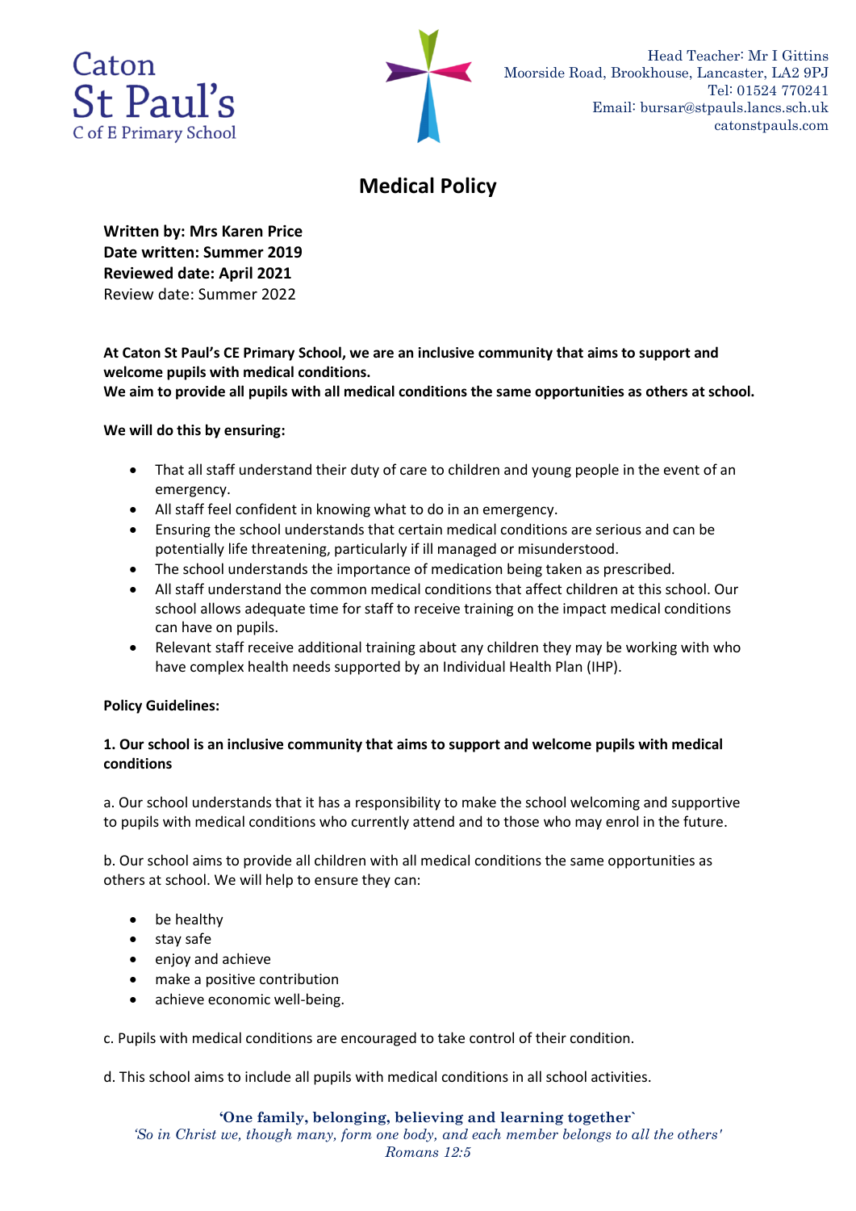Caton
St Paul's
C of E Primary School

Head Teacher: Mr I Gittins
Moorside Road, Brookhouse, Lancaster, LA2 9PJ
Tel: 01524 770241
Email: bursar@stpauls.lancs.sch.uk
catonstpauls.com

# Medical Policy

**Written by: Mrs Karen Price**
**Date written: Summer 2019**
**Reviewed date: April 2021**
Review date: Summer 2022

**At Caton St Paul's CE Primary School, we are an inclusive community that aims to support and welcome pupils with medical conditions.**
**We aim to provide all pupils with all medical conditions the same opportunities as others at school.**

**We will do this by ensuring:**

- That all staff understand their duty of care to children and young people in the event of an emergency.
- All staff feel confident in knowing what to do in an emergency.
- Ensuring the school understands that certain medical conditions are serious and can be potentially life threatening, particularly if ill managed or misunderstood.
- The school understands the importance of medication being taken as prescribed.
- All staff understand the common medical conditions that affect children at this school. Our school allows adequate time for staff to receive training on the impact medical conditions can have on pupils.
- Relevant staff receive additional training about any children they may be working with who have complex health needs supported by an Individual Health Plan (IHP).

**Policy Guidelines:**

**1. Our school is an inclusive community that aims to support and welcome pupils with medical conditions**

a. Our school understands that it has a responsibility to make the school welcoming and supportive to pupils with medical conditions who currently attend and to those who may enrol in the future.

b. Our school aims to provide all children with all medical conditions the same opportunities as others at school. We will help to ensure they can:

- be healthy
- stay safe
- enjoy and achieve
- make a positive contribution
- achieve economic well-being.

c. Pupils with medical conditions are encouraged to take control of their condition.

d. This school aims to include all pupils with medical conditions in all school activities.

**'One family, belonging, believing and learning together`**
*'So in Christ we, though many, form one body, and each member belongs to all the others'*
*Romans 12:5*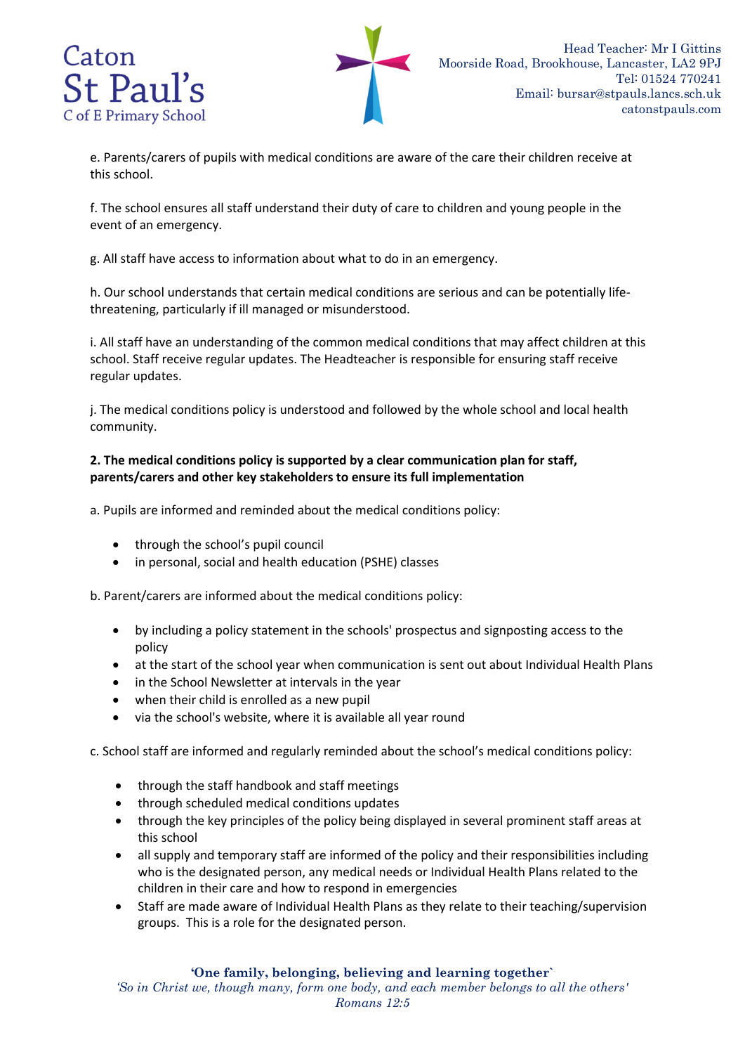e. Parents/carers of pupils with medical conditions are aware of the care their children receive at this school.

f. The school ensures all staff understand their duty of care to children and young people in the event of an emergency.

g. All staff have access to information about what to do in an emergency.

h. Our school understands that certain medical conditions are serious and can be potentially life-threatening, particularly if ill managed or misunderstood.

i. All staff have an understanding of the common medical conditions that may affect children at this school. Staff receive regular updates. The Headteacher is responsible for ensuring staff receive regular updates.

j. The medical conditions policy is understood and followed by the whole school and local health community.

**2. The medical conditions policy is supported by a clear communication plan for staff, parents/carers and other key stakeholders to ensure its full implementation**

a. Pupils are informed and reminded about the medical conditions policy:

- through the school's pupil council
- in personal, social and health education (PSHE) classes

b. Parent/carers are informed about the medical conditions policy:

- by including a policy statement in the schools' prospectus and signposting access to the policy
- at the start of the school year when communication is sent out about Individual Health Plans
- in the School Newsletter at intervals in the year
- when their child is enrolled as a new pupil
- via the school's website, where it is available all year round

c. School staff are informed and regularly reminded about the school's medical conditions policy:

- through the staff handbook and staff meetings
- through scheduled medical conditions updates
- through the key principles of the policy being displayed in several prominent staff areas at this school
- all supply and temporary staff are informed of the policy and their responsibilities including who is the designated person, any medical needs or Individual Health Plans related to the children in their care and how to respond in emergencies
- Staff are made aware of Individual Health Plans as they relate to their teaching/supervision groups. This is a role for the designated person.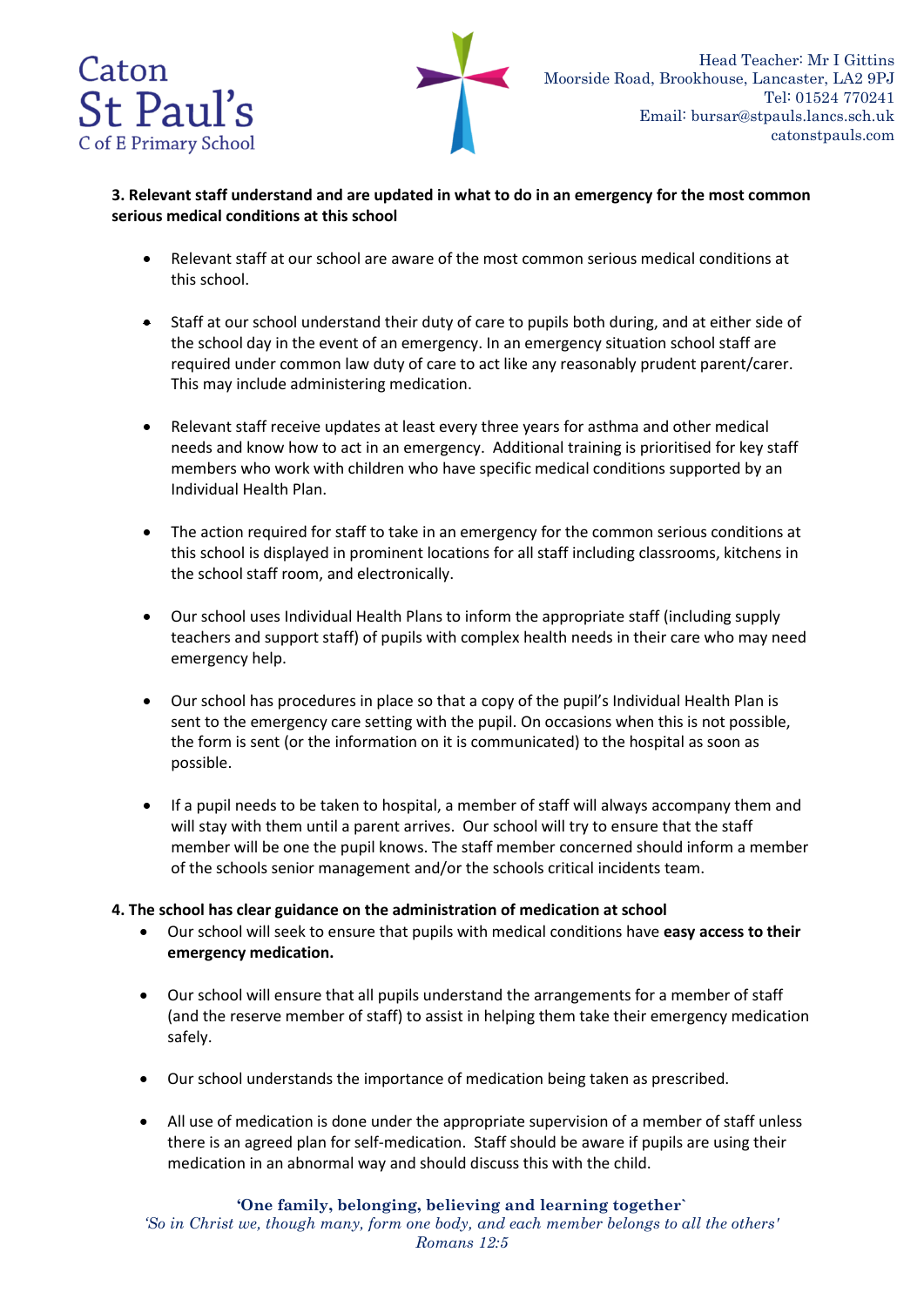**3. Relevant staff understand and are updated in what to do in an emergency for the most common serious medical conditions at this school**

- Relevant staff at our school are aware of the most common serious medical conditions at this school.

- Staff at our school understand their duty of care to pupils both during, and at either side of the school day in the event of an emergency. In an emergency situation school staff are required under common law duty of care to act like any reasonably prudent parent/carer. This may include administering medication.

- Relevant staff receive updates at least every three years for asthma and other medical needs and know how to act in an emergency. Additional training is prioritised for key staff members who work with children who have specific medical conditions supported by an Individual Health Plan.

- The action required for staff to take in an emergency for the common serious conditions at this school is displayed in prominent locations for all staff including classrooms, kitchens in the school staff room, and electronically.

- Our school uses Individual Health Plans to inform the appropriate staff (including supply teachers and support staff) of pupils with complex health needs in their care who may need emergency help.

- Our school has procedures in place so that a copy of the pupil's Individual Health Plan is sent to the emergency care setting with the pupil. On occasions when this is not possible, the form is sent (or the information on it is communicated) to the hospital as soon as possible.

- If a pupil needs to be taken to hospital, a member of staff will always accompany them and will stay with them until a parent arrives. Our school will try to ensure that the staff member will be one the pupil knows. The staff member concerned should inform a member of the schools senior management and/or the schools critical incidents team.

**4. The school has clear guidance on the administration of medication at school**

- Our school will seek to ensure that pupils with medical conditions have **easy access to their emergency medication.**

- Our school will ensure that all pupils understand the arrangements for a member of staff (and the reserve member of staff) to assist in helping them take their emergency medication safely.

- Our school understands the importance of medication being taken as prescribed.

- All use of medication is done under the appropriate supervision of a member of staff unless there is an agreed plan for self-medication. Staff should be aware if pupils are using their medication in an abnormal way and should discuss this with the child.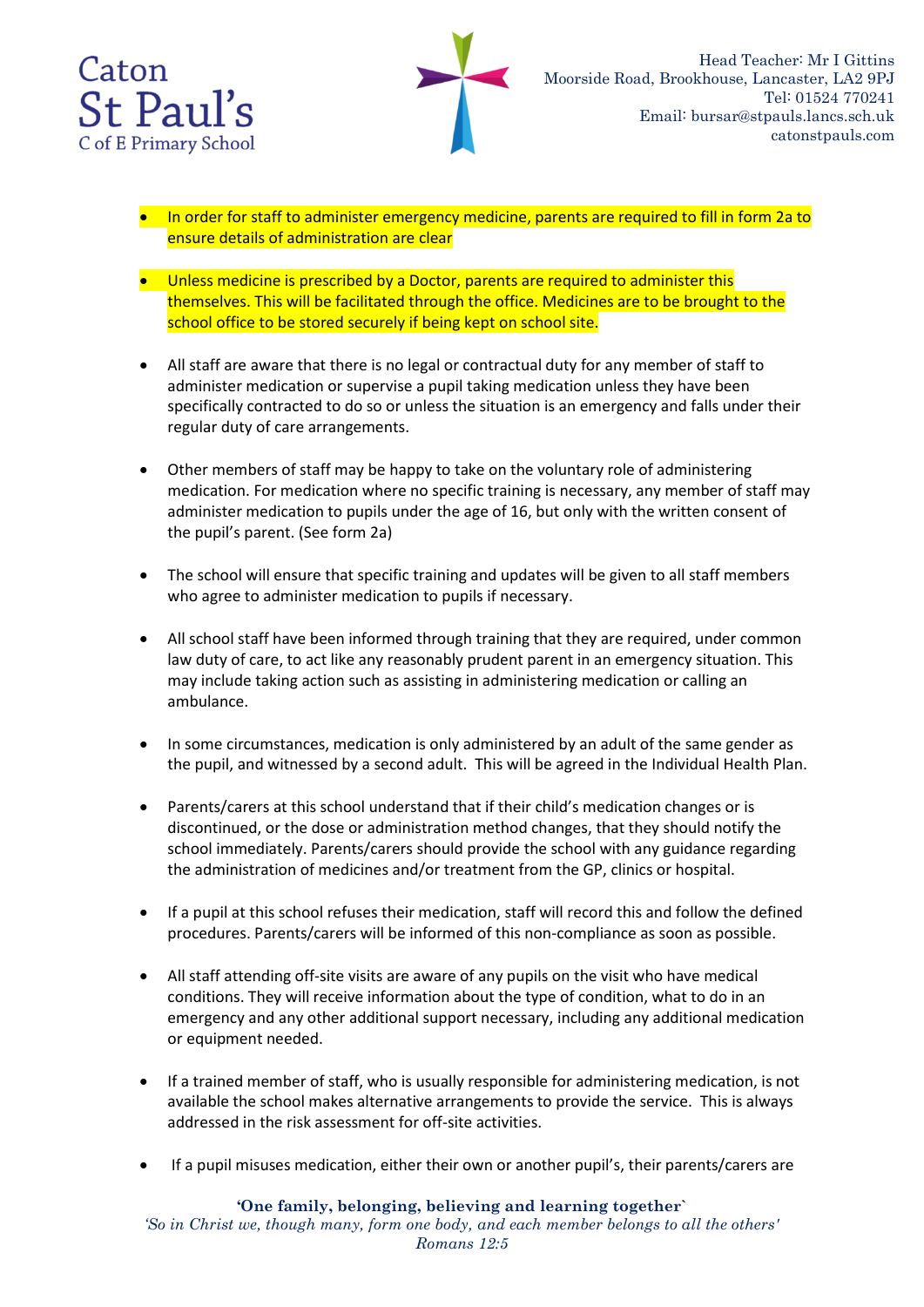- In order for staff to administer emergency medicine, parents are required to fill in form 2a to ensure details of administration are clear

- Unless medicine is prescribed by a Doctor, parents are required to administer this themselves. This will be facilitated through the office. Medicines are to be brought to the school office to be stored securely if being kept on school site.

- All staff are aware that there is no legal or contractual duty for any member of staff to administer medication or supervise a pupil taking medication unless they have been specifically contracted to do so or unless the situation is an emergency and falls under their regular duty of care arrangements.

- Other members of staff may be happy to take on the voluntary role of administering medication. For medication where no specific training is necessary, any member of staff may administer medication to pupils under the age of 16, but only with the written consent of the pupil's parent. (See form 2a)

- The school will ensure that specific training and updates will be given to all staff members who agree to administer medication to pupils if necessary.

- All school staff have been informed through training that they are required, under common law duty of care, to act like any reasonably prudent parent in an emergency situation. This may include taking action such as assisting in administering medication or calling an ambulance.

- In some circumstances, medication is only administered by an adult of the same gender as the pupil, and witnessed by a second adult. This will be agreed in the Individual Health Plan.

- Parents/carers at this school understand that if their child's medication changes or is discontinued, or the dose or administration method changes, that they should notify the school immediately. Parents/carers should provide the school with any guidance regarding the administration of medicines and/or treatment from the GP, clinics or hospital.

- If a pupil at this school refuses their medication, staff will record this and follow the defined procedures. Parents/carers will be informed of this non-compliance as soon as possible.

- All staff attending off-site visits are aware of any pupils on the visit who have medical conditions. They will receive information about the type of condition, what to do in an emergency and any other additional support necessary, including any additional medication or equipment needed.

- If a trained member of staff, who is usually responsible for administering medication, is not available the school makes alternative arrangements to provide the service. This is always addressed in the risk assessment for off-site activities.

- If a pupil misuses medication, either their own or another pupil's, their parents/carers are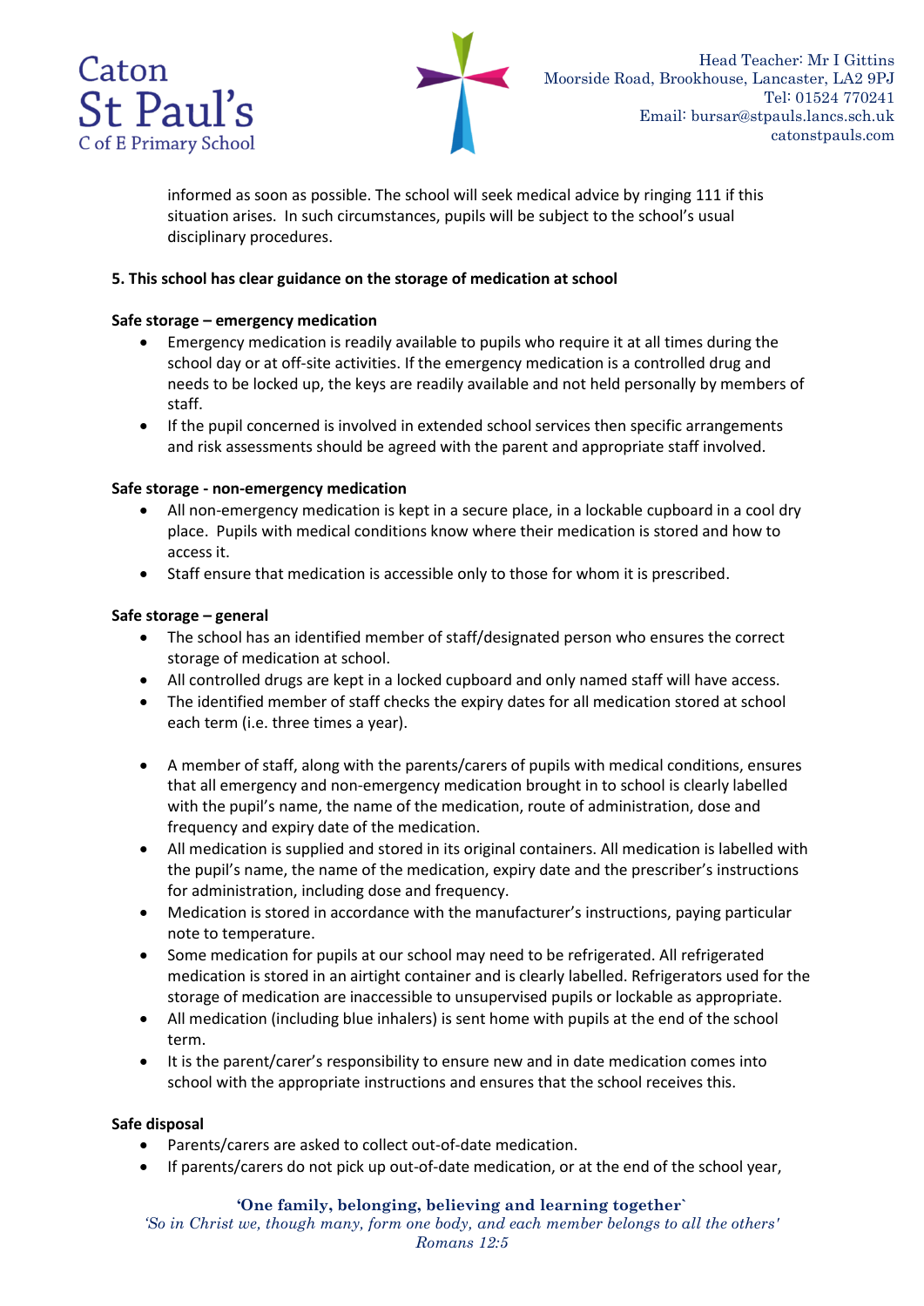informed as soon as possible. The school will seek medical advice by ringing 111 if this situation arises. In such circumstances, pupils will be subject to the school's usual disciplinary procedures.

**5. This school has clear guidance on the storage of medication at school**

**Safe storage – emergency medication**

- Emergency medication is readily available to pupils who require it at all times during the school day or at off-site activities. If the emergency medication is a controlled drug and needs to be locked up, the keys are readily available and not held personally by members of staff.
- If the pupil concerned is involved in extended school services then specific arrangements and risk assessments should be agreed with the parent and appropriate staff involved.

**Safe storage - non-emergency medication**

- All non-emergency medication is kept in a secure place, in a lockable cupboard in a cool dry place. Pupils with medical conditions know where their medication is stored and how to access it.
- Staff ensure that medication is accessible only to those for whom it is prescribed.

**Safe storage – general**

- The school has an identified member of staff/designated person who ensures the correct storage of medication at school.
- All controlled drugs are kept in a locked cupboard and only named staff will have access.
- The identified member of staff checks the expiry dates for all medication stored at school each term (i.e. three times a year).

- A member of staff, along with the parents/carers of pupils with medical conditions, ensures that all emergency and non-emergency medication brought in to school is clearly labelled with the pupil's name, the name of the medication, route of administration, dose and frequency and expiry date of the medication.
- All medication is supplied and stored in its original containers. All medication is labelled with the pupil's name, the name of the medication, expiry date and the prescriber's instructions for administration, including dose and frequency.
- Medication is stored in accordance with the manufacturer's instructions, paying particular note to temperature.
- Some medication for pupils at our school may need to be refrigerated. All refrigerated medication is stored in an airtight container and is clearly labelled. Refrigerators used for the storage of medication are inaccessible to unsupervised pupils or lockable as appropriate.
- All medication (including blue inhalers) is sent home with pupils at the end of the school term.
- It is the parent/carer's responsibility to ensure new and in date medication comes into school with the appropriate instructions and ensures that the school receives this.

**Safe disposal**

- Parents/carers are asked to collect out-of-date medication.
- If parents/carers do not pick up out-of-date medication, or at the end of the school year,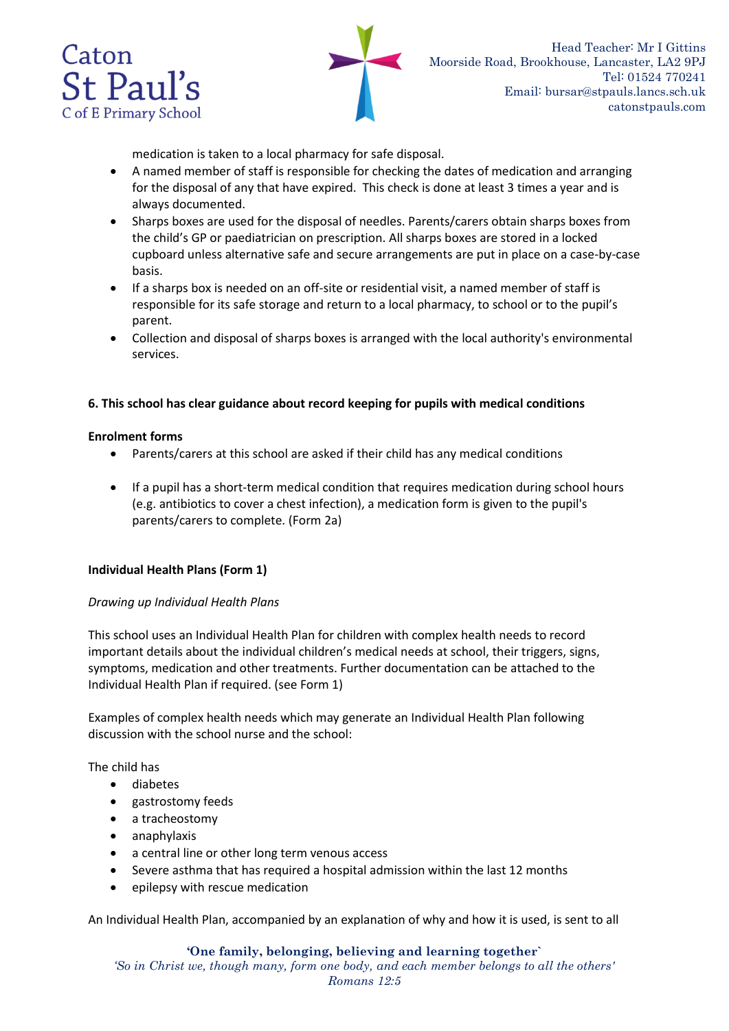medication is taken to a local pharmacy for safe disposal.

- A named member of staff is responsible for checking the dates of medication and arranging for the disposal of any that have expired. This check is done at least 3 times a year and is always documented.
- Sharps boxes are used for the disposal of needles. Parents/carers obtain sharps boxes from the child's GP or paediatrician on prescription. All sharps boxes are stored in a locked cupboard unless alternative safe and secure arrangements are put in place on a case-by-case basis.
- If a sharps box is needed on an off-site or residential visit, a named member of staff is responsible for its safe storage and return to a local pharmacy, to school or to the pupil's parent.
- Collection and disposal of sharps boxes is arranged with the local authority's environmental services.

**6. This school has clear guidance about record keeping for pupils with medical conditions**

**Enrolment forms**

- Parents/carers at this school are asked if their child has any medical conditions
- If a pupil has a short-term medical condition that requires medication during school hours (e.g. antibiotics to cover a chest infection), a medication form is given to the pupil's parents/carers to complete. (Form 2a)

**Individual Health Plans (Form 1)**

*Drawing up Individual Health Plans*

This school uses an Individual Health Plan for children with complex health needs to record important details about the individual children's medical needs at school, their triggers, signs, symptoms, medication and other treatments. Further documentation can be attached to the Individual Health Plan if required. (see Form 1)

Examples of complex health needs which may generate an Individual Health Plan following discussion with the school nurse and the school:

The child has

- diabetes
- gastrostomy feeds
- a tracheostomy
- anaphylaxis
- a central line or other long term venous access
- Severe asthma that has required a hospital admission within the last 12 months
- epilepsy with rescue medication

An Individual Health Plan, accompanied by an explanation of why and how it is used, is sent to all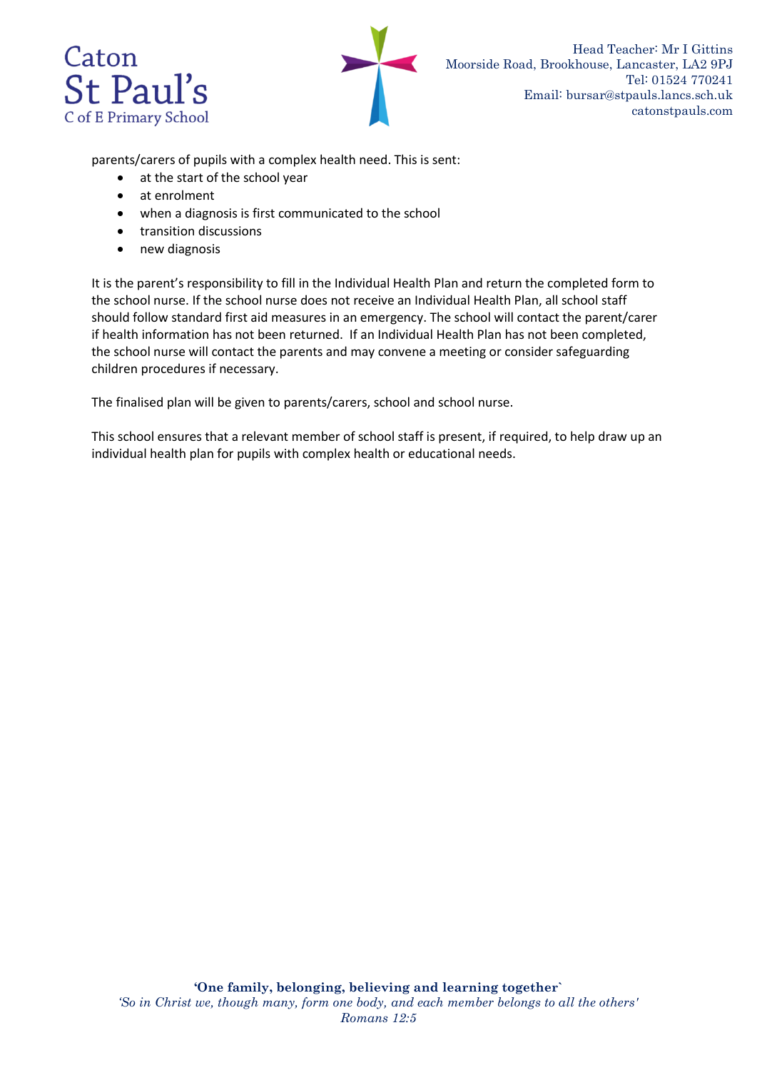parents/carers of pupils with a complex health need. This is sent:

- at the start of the school year
- at enrolment
- when a diagnosis is first communicated to the school
- transition discussions
- new diagnosis

It is the parent's responsibility to fill in the Individual Health Plan and return the completed form to the school nurse. If the school nurse does not receive an Individual Health Plan, all school staff should follow standard first aid measures in an emergency. The school will contact the parent/carer if health information has not been returned. If an Individual Health Plan has not been completed, the school nurse will contact the parents and may convene a meeting or consider safeguarding children procedures if necessary.

The finalised plan will be given to parents/carers, school and school nurse.

This school ensures that a relevant member of school staff is present, if required, to help draw up an individual health plan for pupils with complex health or educational needs.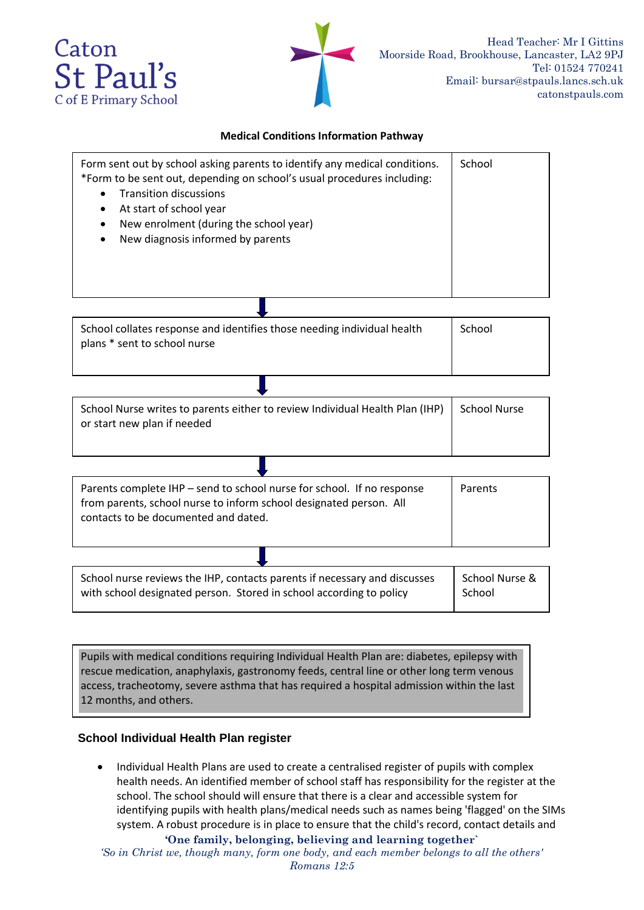**Medical Conditions Information Pathway**

| | |
|---|---|
| Form sent out by school asking parents to identify any medical conditions. *Form to be sent out, depending on school's usual procedures including: <br>• Transition discussions <br>• At start of school year <br>• New enrolment (during the school year) <br>• New diagnosis informed by parents | School |
| School collates response and identifies those needing individual health plans * sent to school nurse | School |
| School Nurse writes to parents either to review Individual Health Plan (IHP) or start new plan if needed | School Nurse |
| Parents complete IHP – send to school nurse for school. If no response from parents, school nurse to inform school designated person. All contacts to be documented and dated. | Parents |
| School nurse reviews the IHP, contacts parents if necessary and discusses with school designated person. Stored in school according to policy | School Nurse & School |

Pupils with medical conditions requiring Individual Health Plan are: diabetes, epilepsy with rescue medication, anaphylaxis, gastronomy feeds, central line or other long term venous access, tracheotomy, severe asthma that has required a hospital admission within the last 12 months, and others.

### School Individual Health Plan register

- Individual Health Plans are used to create a centralised register of pupils with complex health needs. An identified member of school staff has responsibility for the register at the school. The school should will ensure that there is a clear and accessible system for identifying pupils with health plans/medical needs such as names being 'flagged' on the SIMs system. A robust procedure is in place to ensure that the child's record, contact details and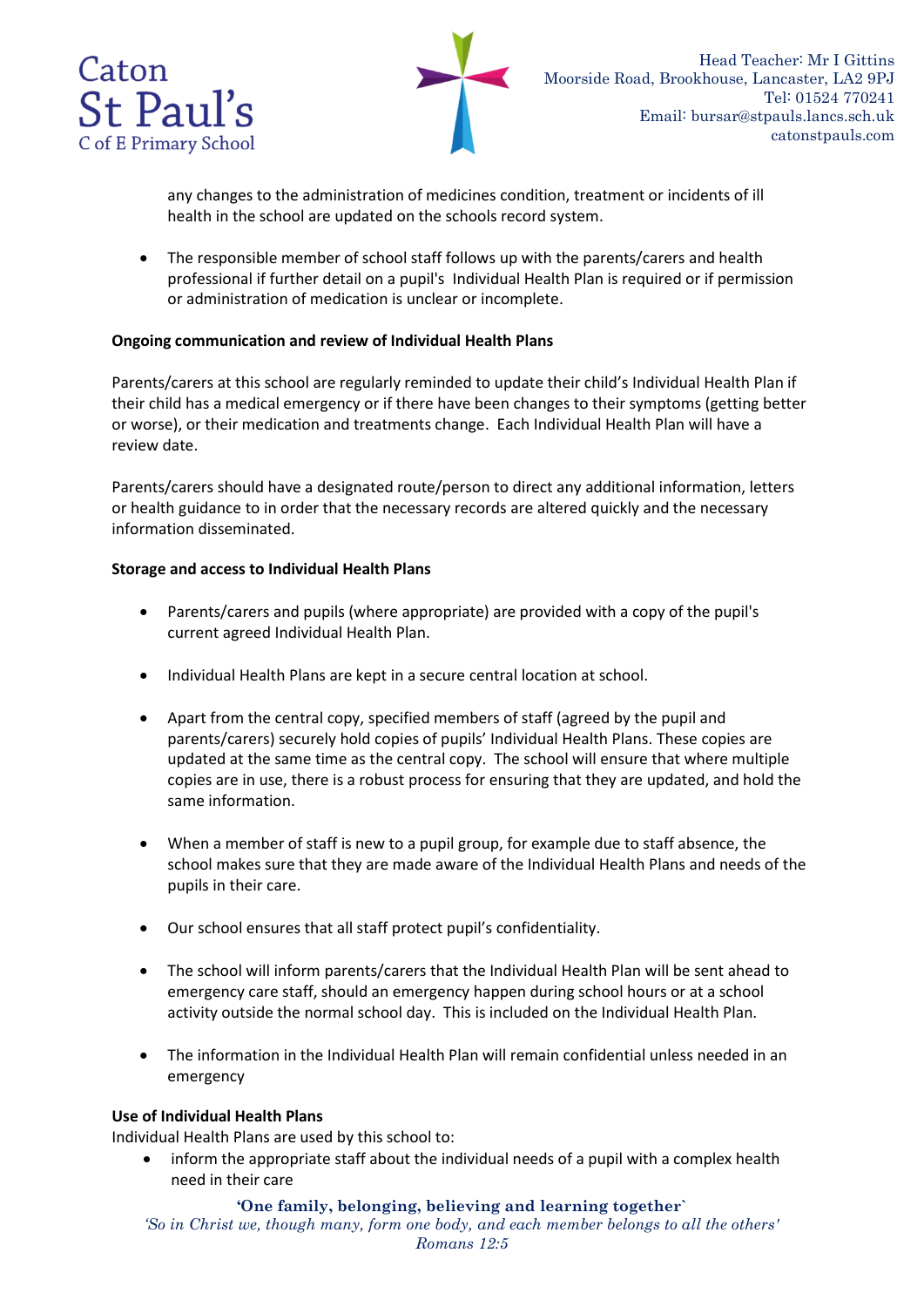any changes to the administration of medicines condition, treatment or incidents of ill health in the school are updated on the schools record system.

- The responsible member of school staff follows up with the parents/carers and health professional if further detail on a pupil's Individual Health Plan is required or if permission or administration of medication is unclear or incomplete.

**Ongoing communication and review of Individual Health Plans**

Parents/carers at this school are regularly reminded to update their child's Individual Health Plan if their child has a medical emergency or if there have been changes to their symptoms (getting better or worse), or their medication and treatments change. Each Individual Health Plan will have a review date.

Parents/carers should have a designated route/person to direct any additional information, letters or health guidance to in order that the necessary records are altered quickly and the necessary information disseminated.

**Storage and access to Individual Health Plans**

- Parents/carers and pupils (where appropriate) are provided with a copy of the pupil's current agreed Individual Health Plan.
- Individual Health Plans are kept in a secure central location at school.
- Apart from the central copy, specified members of staff (agreed by the pupil and parents/carers) securely hold copies of pupils' Individual Health Plans. These copies are updated at the same time as the central copy. The school will ensure that where multiple copies are in use, there is a robust process for ensuring that they are updated, and hold the same information.
- When a member of staff is new to a pupil group, for example due to staff absence, the school makes sure that they are made aware of the Individual Health Plans and needs of the pupils in their care.
- Our school ensures that all staff protect pupil's confidentiality.
- The school will inform parents/carers that the Individual Health Plan will be sent ahead to emergency care staff, should an emergency happen during school hours or at a school activity outside the normal school day. This is included on the Individual Health Plan.
- The information in the Individual Health Plan will remain confidential unless needed in an emergency

**Use of Individual Health Plans**

Individual Health Plans are used by this school to:

- inform the appropriate staff about the individual needs of a pupil with a complex health need in their care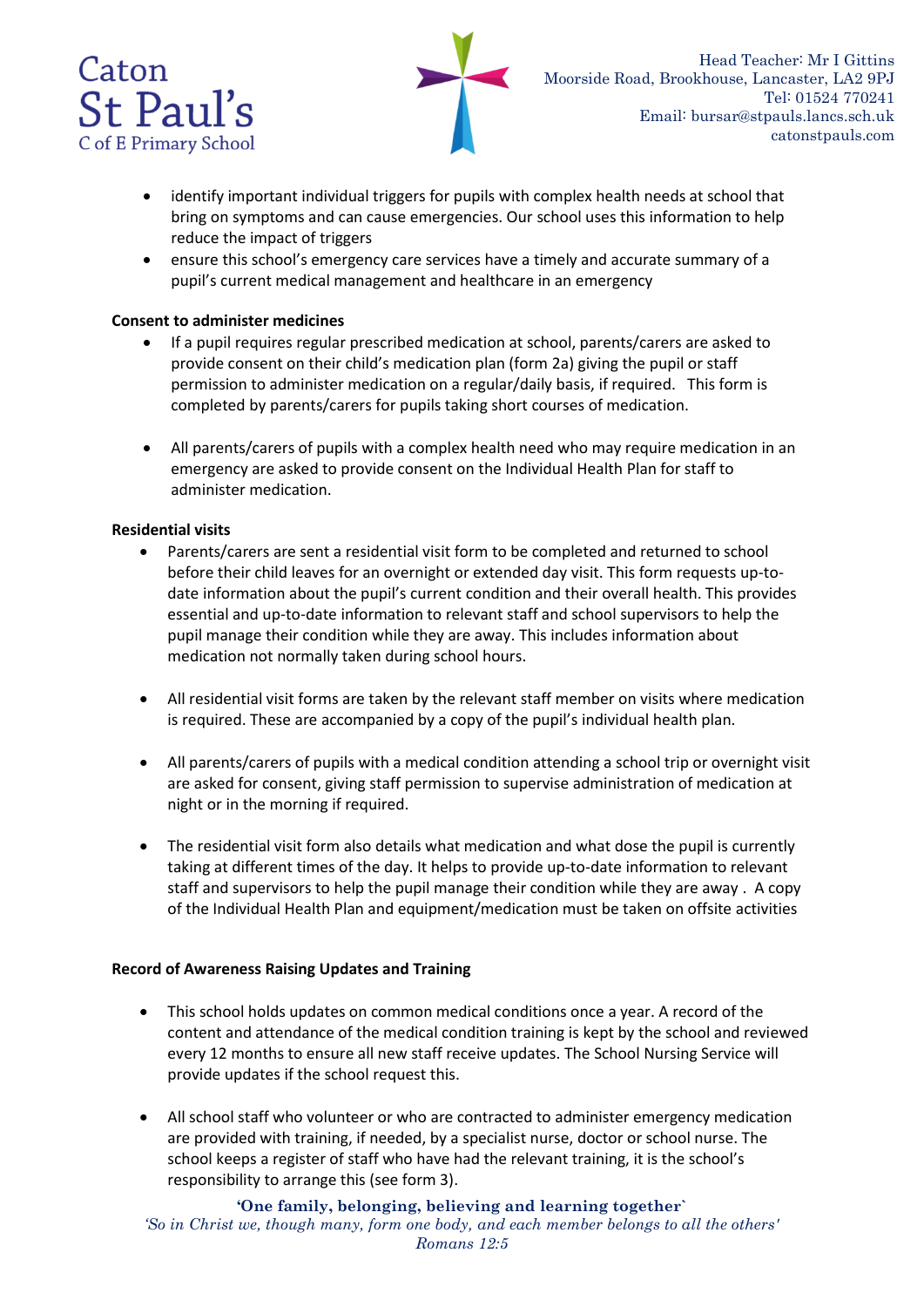- identify important individual triggers for pupils with complex health needs at school that bring on symptoms and can cause emergencies. Our school uses this information to help reduce the impact of triggers
- ensure this school's emergency care services have a timely and accurate summary of a pupil's current medical management and healthcare in an emergency

**Consent to administer medicines**

- If a pupil requires regular prescribed medication at school, parents/carers are asked to provide consent on their child's medication plan (form 2a) giving the pupil or staff permission to administer medication on a regular/daily basis, if required. This form is completed by parents/carers for pupils taking short courses of medication.
- All parents/carers of pupils with a complex health need who may require medication in an emergency are asked to provide consent on the Individual Health Plan for staff to administer medication.

**Residential visits**

- Parents/carers are sent a residential visit form to be completed and returned to school before their child leaves for an overnight or extended day visit. This form requests up-to-date information about the pupil's current condition and their overall health. This provides essential and up-to-date information to relevant staff and school supervisors to help the pupil manage their condition while they are away. This includes information about medication not normally taken during school hours.
- All residential visit forms are taken by the relevant staff member on visits where medication is required. These are accompanied by a copy of the pupil's individual health plan.
- All parents/carers of pupils with a medical condition attending a school trip or overnight visit are asked for consent, giving staff permission to supervise administration of medication at night or in the morning if required.
- The residential visit form also details what medication and what dose the pupil is currently taking at different times of the day. It helps to provide up-to-date information to relevant staff and supervisors to help the pupil manage their condition while they are away . A copy of the Individual Health Plan and equipment/medication must be taken on offsite activities

**Record of Awareness Raising Updates and Training**

- This school holds updates on common medical conditions once a year. A record of the content and attendance of the medical condition training is kept by the school and reviewed every 12 months to ensure all new staff receive updates. The School Nursing Service will provide updates if the school request this.
- All school staff who volunteer or who are contracted to administer emergency medication are provided with training, if needed, by a specialist nurse, doctor or school nurse. The school keeps a register of staff who have had the relevant training, it is the school's responsibility to arrange this (see form 3).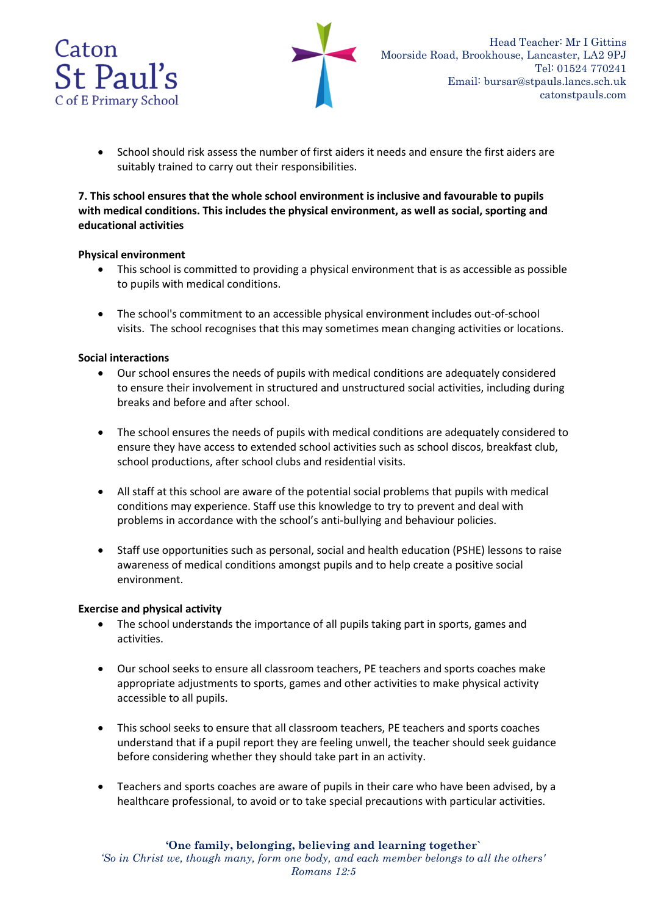- School should risk assess the number of first aiders it needs and ensure the first aiders are suitably trained to carry out their responsibilities.

**7. This school ensures that the whole school environment is inclusive and favourable to pupils with medical conditions. This includes the physical environment, as well as social, sporting and educational activities**

**Physical environment**

- This school is committed to providing a physical environment that is as accessible as possible to pupils with medical conditions.
- The school's commitment to an accessible physical environment includes out-of-school visits. The school recognises that this may sometimes mean changing activities or locations.

**Social interactions**

- Our school ensures the needs of pupils with medical conditions are adequately considered to ensure their involvement in structured and unstructured social activities, including during breaks and before and after school.
- The school ensures the needs of pupils with medical conditions are adequately considered to ensure they have access to extended school activities such as school discos, breakfast club, school productions, after school clubs and residential visits.
- All staff at this school are aware of the potential social problems that pupils with medical conditions may experience. Staff use this knowledge to try to prevent and deal with problems in accordance with the school's anti-bullying and behaviour policies.
- Staff use opportunities such as personal, social and health education (PSHE) lessons to raise awareness of medical conditions amongst pupils and to help create a positive social environment.

**Exercise and physical activity**

- The school understands the importance of all pupils taking part in sports, games and activities.
- Our school seeks to ensure all classroom teachers, PE teachers and sports coaches make appropriate adjustments to sports, games and other activities to make physical activity accessible to all pupils.
- This school seeks to ensure that all classroom teachers, PE teachers and sports coaches understand that if a pupil report they are feeling unwell, the teacher should seek guidance before considering whether they should take part in an activity.
- Teachers and sports coaches are aware of pupils in their care who have been advised, by a healthcare professional, to avoid or to take special precautions with particular activities.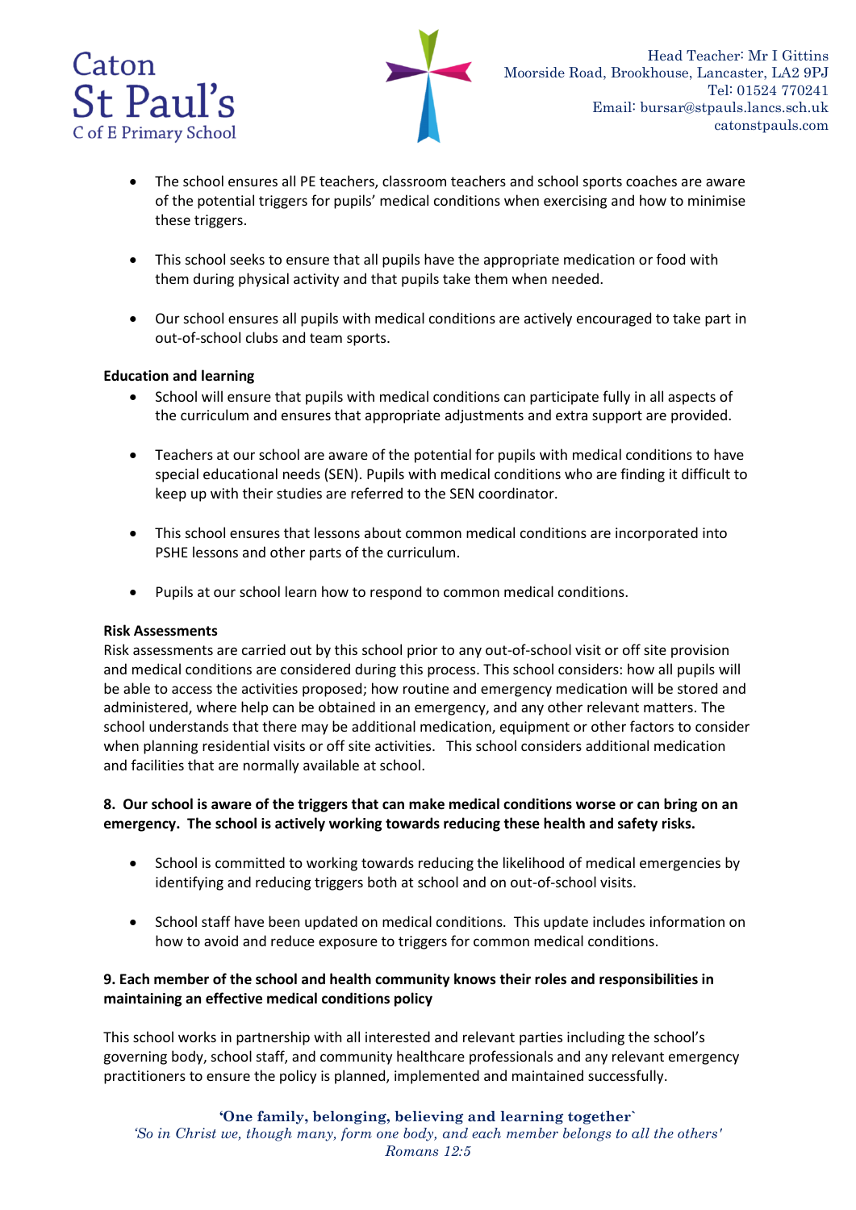- The school ensures all PE teachers, classroom teachers and school sports coaches are aware of the potential triggers for pupils' medical conditions when exercising and how to minimise these triggers.

- This school seeks to ensure that all pupils have the appropriate medication or food with them during physical activity and that pupils take them when needed.

- Our school ensures all pupils with medical conditions are actively encouraged to take part in out-of-school clubs and team sports.

**Education and learning**

- School will ensure that pupils with medical conditions can participate fully in all aspects of the curriculum and ensures that appropriate adjustments and extra support are provided.

- Teachers at our school are aware of the potential for pupils with medical conditions to have special educational needs (SEN). Pupils with medical conditions who are finding it difficult to keep up with their studies are referred to the SEN coordinator.

- This school ensures that lessons about common medical conditions are incorporated into PSHE lessons and other parts of the curriculum.

- Pupils at our school learn how to respond to common medical conditions.

**Risk Assessments**

Risk assessments are carried out by this school prior to any out-of-school visit or off site provision and medical conditions are considered during this process. This school considers: how all pupils will be able to access the activities proposed; how routine and emergency medication will be stored and administered, where help can be obtained in an emergency, and any other relevant matters. The school understands that there may be additional medication, equipment or other factors to consider when planning residential visits or off site activities. This school considers additional medication and facilities that are normally available at school.

**8. Our school is aware of the triggers that can make medical conditions worse or can bring on an emergency. The school is actively working towards reducing these health and safety risks.**

- School is committed to working towards reducing the likelihood of medical emergencies by identifying and reducing triggers both at school and on out-of-school visits.

- School staff have been updated on medical conditions. This update includes information on how to avoid and reduce exposure to triggers for common medical conditions.

**9. Each member of the school and health community knows their roles and responsibilities in maintaining an effective medical conditions policy**

This school works in partnership with all interested and relevant parties including the school's governing body, school staff, and community healthcare professionals and any relevant emergency practitioners to ensure the policy is planned, implemented and maintained successfully.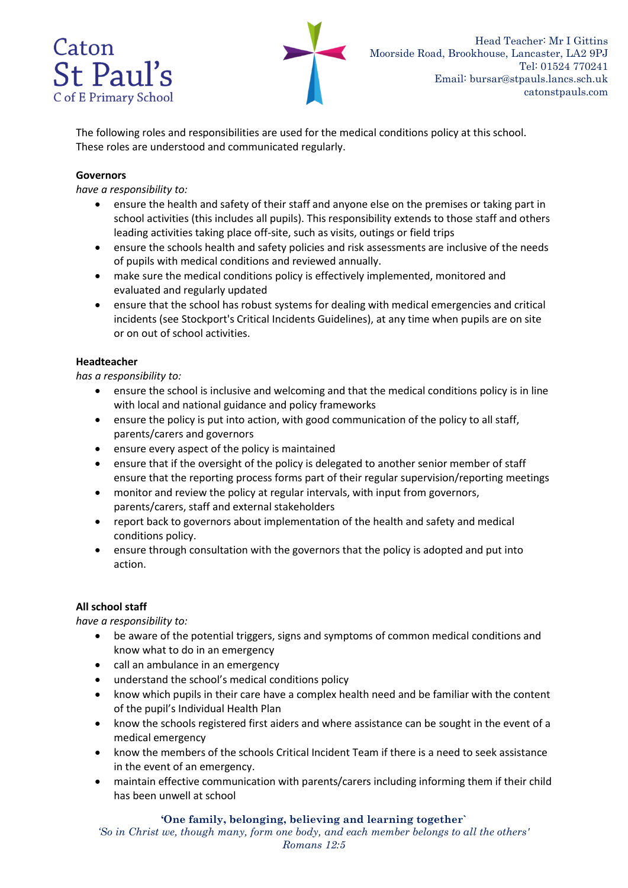The following roles and responsibilities are used for the medical conditions policy at this school. These roles are understood and communicated regularly.

**Governors**

*have a responsibility to:*

- ensure the health and safety of their staff and anyone else on the premises or taking part in school activities (this includes all pupils). This responsibility extends to those staff and others leading activities taking place off-site, such as visits, outings or field trips
- ensure the schools health and safety policies and risk assessments are inclusive of the needs of pupils with medical conditions and reviewed annually.
- make sure the medical conditions policy is effectively implemented, monitored and evaluated and regularly updated
- ensure that the school has robust systems for dealing with medical emergencies and critical incidents (see Stockport's Critical Incidents Guidelines), at any time when pupils are on site or on out of school activities.

**Headteacher**

*has a responsibility to:*

- ensure the school is inclusive and welcoming and that the medical conditions policy is in line with local and national guidance and policy frameworks
- ensure the policy is put into action, with good communication of the policy to all staff, parents/carers and governors
- ensure every aspect of the policy is maintained
- ensure that if the oversight of the policy is delegated to another senior member of staff ensure that the reporting process forms part of their regular supervision/reporting meetings
- monitor and review the policy at regular intervals, with input from governors, parents/carers, staff and external stakeholders
- report back to governors about implementation of the health and safety and medical conditions policy.
- ensure through consultation with the governors that the policy is adopted and put into action.

**All school staff**

*have a responsibility to:*

- be aware of the potential triggers, signs and symptoms of common medical conditions and know what to do in an emergency
- call an ambulance in an emergency
- understand the school's medical conditions policy
- know which pupils in their care have a complex health need and be familiar with the content of the pupil's Individual Health Plan
- know the schools registered first aiders and where assistance can be sought in the event of a medical emergency
- know the members of the schools Critical Incident Team if there is a need to seek assistance in the event of an emergency.
- maintain effective communication with parents/carers including informing them if their child has been unwell at school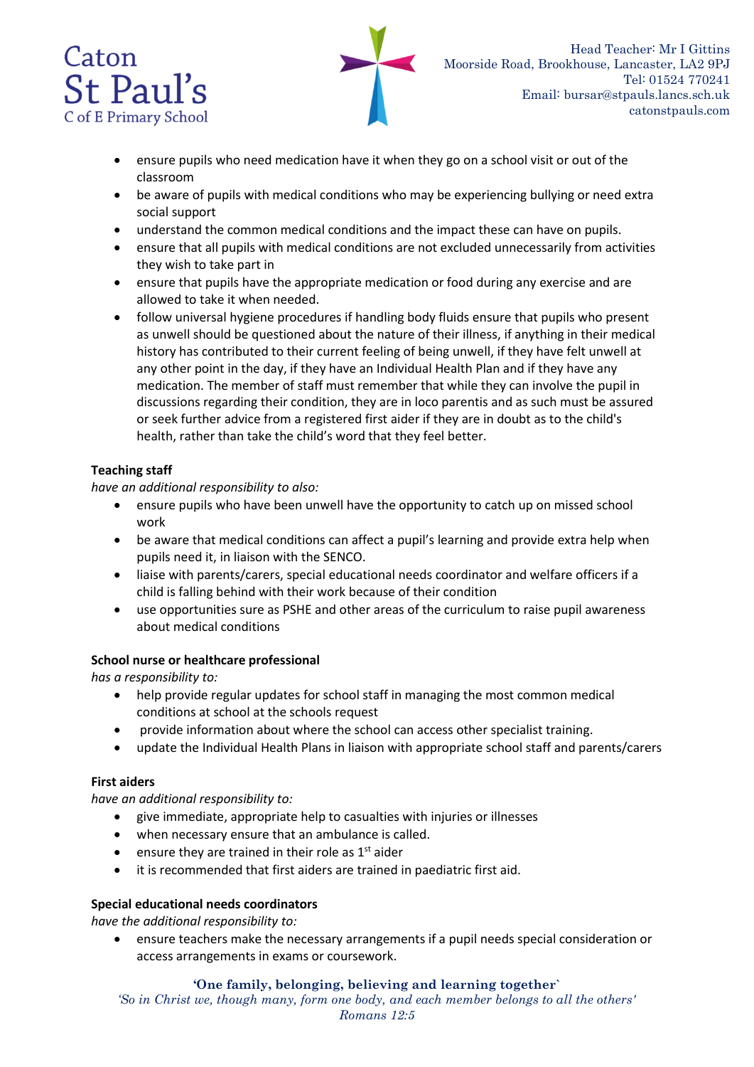- ensure pupils who need medication have it when they go on a school visit or out of the classroom
- be aware of pupils with medical conditions who may be experiencing bullying or need extra social support
- understand the common medical conditions and the impact these can have on pupils.
- ensure that all pupils with medical conditions are not excluded unnecessarily from activities they wish to take part in
- ensure that pupils have the appropriate medication or food during any exercise and are allowed to take it when needed.
- follow universal hygiene procedures if handling body fluids ensure that pupils who present as unwell should be questioned about the nature of their illness, if anything in their medical history has contributed to their current feeling of being unwell, if they have felt unwell at any other point in the day, if they have an Individual Health Plan and if they have any medication. The member of staff must remember that while they can involve the pupil in discussions regarding their condition, they are in loco parentis and as such must be assured or seek further advice from a registered first aider if they are in doubt as to the child's health, rather than take the child's word that they feel better.

**Teaching staff**

*have an additional responsibility to also:*

- ensure pupils who have been unwell have the opportunity to catch up on missed school work
- be aware that medical conditions can affect a pupil's learning and provide extra help when pupils need it, in liaison with the SENCO.
- liaise with parents/carers, special educational needs coordinator and welfare officers if a child is falling behind with their work because of their condition
- use opportunities sure as PSHE and other areas of the curriculum to raise pupil awareness about medical conditions

**School nurse or healthcare professional**

*has a responsibility to:*

- help provide regular updates for school staff in managing the most common medical conditions at school at the schools request
- provide information about where the school can access other specialist training.
- update the Individual Health Plans in liaison with appropriate school staff and parents/carers

**First aiders**

*have an additional responsibility to:*

- give immediate, appropriate help to casualties with injuries or illnesses
- when necessary ensure that an ambulance is called.
- ensure they are trained in their role as 1st aider
- it is recommended that first aiders are trained in paediatric first aid.

**Special educational needs coordinators**

*have the additional responsibility to:*

- ensure teachers make the necessary arrangements if a pupil needs special consideration or access arrangements in exams or coursework.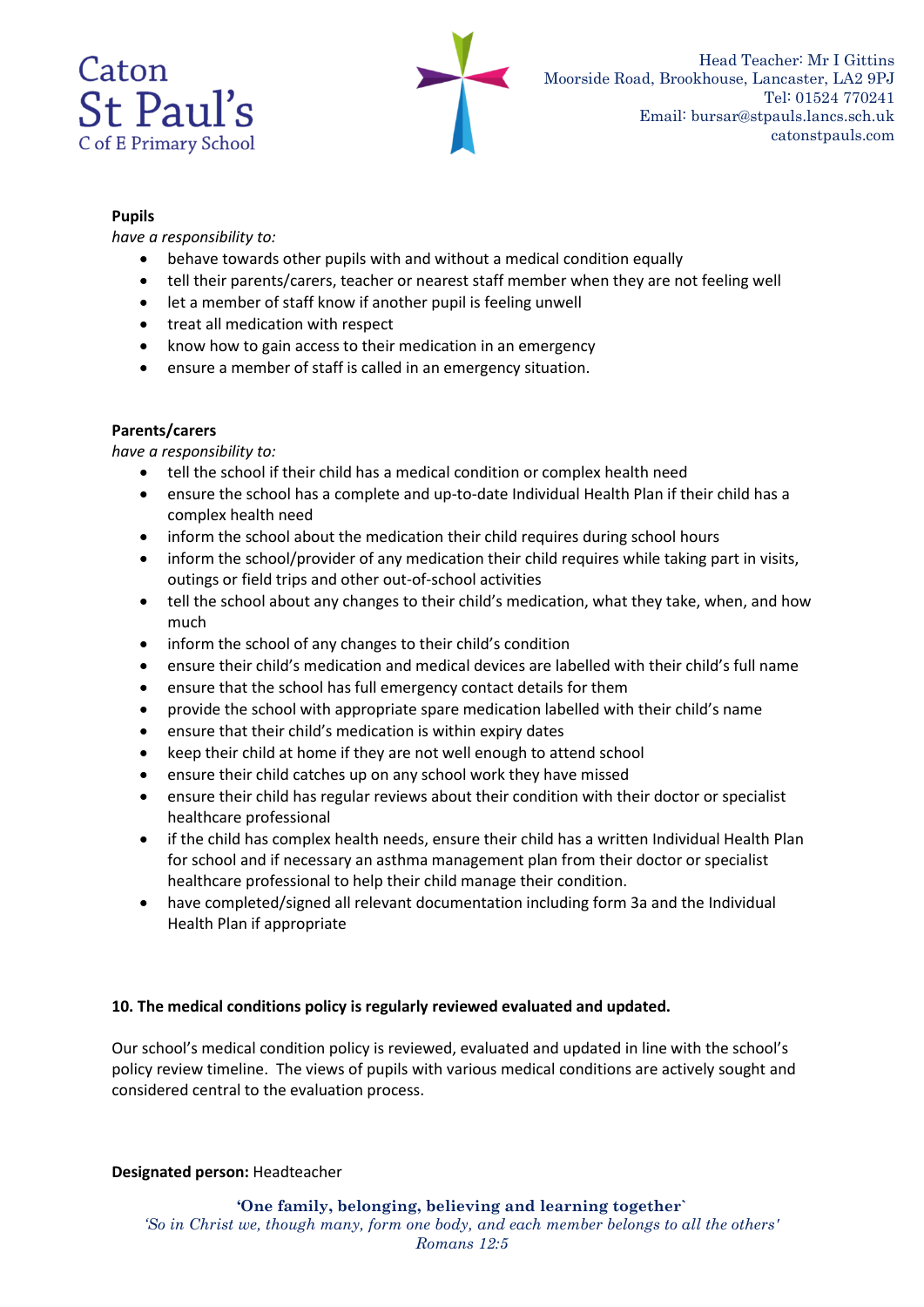**Pupils**

*have a responsibility to:*

- behave towards other pupils with and without a medical condition equally
- tell their parents/carers, teacher or nearest staff member when they are not feeling well
- let a member of staff know if another pupil is feeling unwell
- treat all medication with respect
- know how to gain access to their medication in an emergency
- ensure a member of staff is called in an emergency situation.

**Parents/carers**

*have a responsibility to:*

- tell the school if their child has a medical condition or complex health need
- ensure the school has a complete and up-to-date Individual Health Plan if their child has a complex health need
- inform the school about the medication their child requires during school hours
- inform the school/provider of any medication their child requires while taking part in visits, outings or field trips and other out-of-school activities
- tell the school about any changes to their child's medication, what they take, when, and how much
- inform the school of any changes to their child's condition
- ensure their child's medication and medical devices are labelled with their child's full name
- ensure that the school has full emergency contact details for them
- provide the school with appropriate spare medication labelled with their child's name
- ensure that their child's medication is within expiry dates
- keep their child at home if they are not well enough to attend school
- ensure their child catches up on any school work they have missed
- ensure their child has regular reviews about their condition with their doctor or specialist healthcare professional
- if the child has complex health needs, ensure their child has a written Individual Health Plan for school and if necessary an asthma management plan from their doctor or specialist healthcare professional to help their child manage their condition.
- have completed/signed all relevant documentation including form 3a and the Individual Health Plan if appropriate

**10. The medical conditions policy is regularly reviewed evaluated and updated.**

Our school's medical condition policy is reviewed, evaluated and updated in line with the school's policy review timeline. The views of pupils with various medical conditions are actively sought and considered central to the evaluation process.

**Designated person:** Headteacher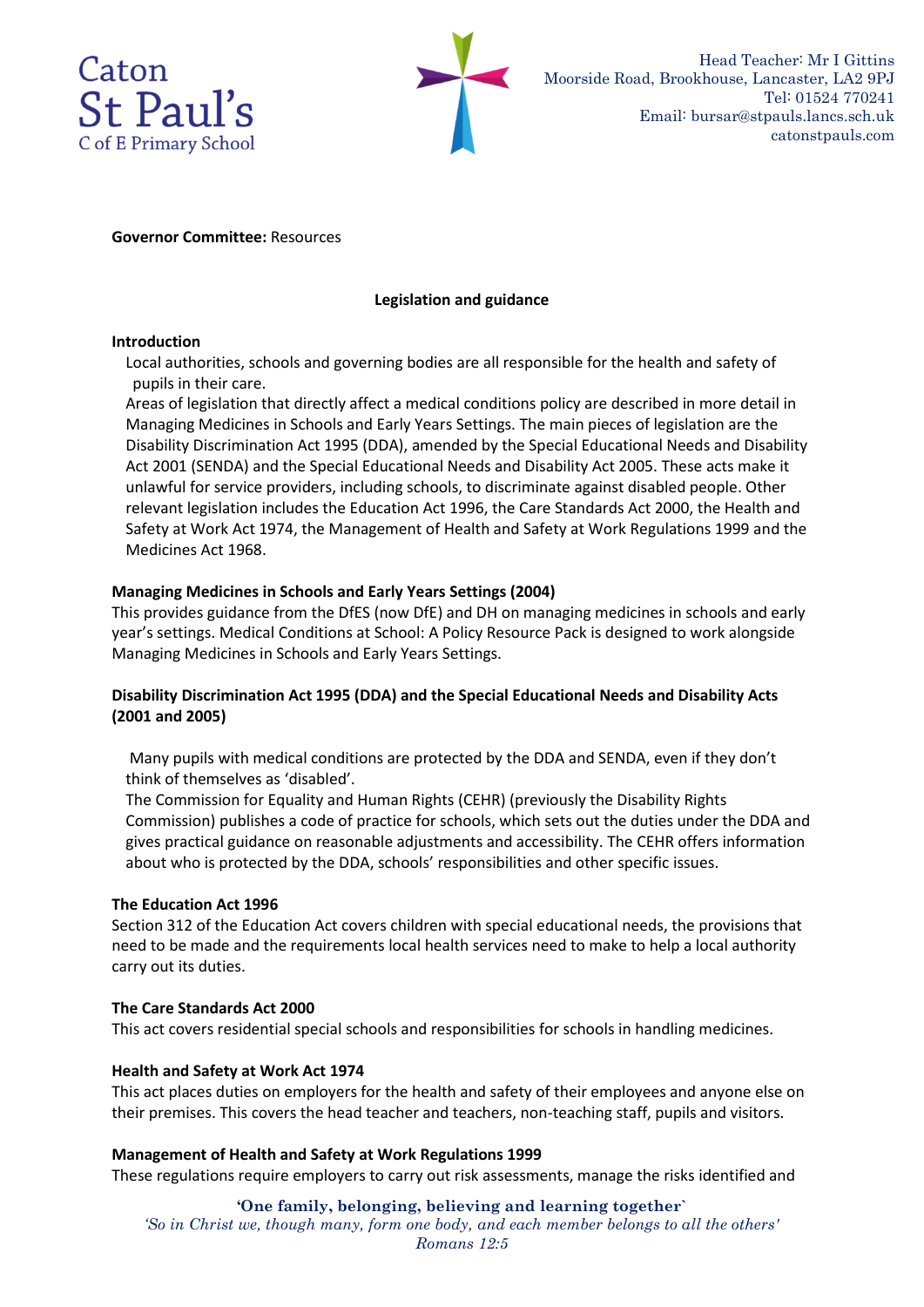**Governor Committee:** Resources

**Legislation and guidance**

**Introduction**

Local authorities, schools and governing bodies are all responsible for the health and safety of pupils in their care.

Areas of legislation that directly affect a medical conditions policy are described in more detail in Managing Medicines in Schools and Early Years Settings. The main pieces of legislation are the Disability Discrimination Act 1995 (DDA), amended by the Special Educational Needs and Disability Act 2001 (SENDA) and the Special Educational Needs and Disability Act 2005. These acts make it unlawful for service providers, including schools, to discriminate against disabled people. Other relevant legislation includes the Education Act 1996, the Care Standards Act 2000, the Health and Safety at Work Act 1974, the Management of Health and Safety at Work Regulations 1999 and the Medicines Act 1968.

**Managing Medicines in Schools and Early Years Settings (2004)**

This provides guidance from the DfES (now DfE) and DH on managing medicines in schools and early year's settings. Medical Conditions at School: A Policy Resource Pack is designed to work alongside Managing Medicines in Schools and Early Years Settings.

**Disability Discrimination Act 1995 (DDA) and the Special Educational Needs and Disability Acts (2001 and 2005)**

Many pupils with medical conditions are protected by the DDA and SENDA, even if they don't think of themselves as 'disabled'.

The Commission for Equality and Human Rights (CEHR) (previously the Disability Rights Commission) publishes a code of practice for schools, which sets out the duties under the DDA and gives practical guidance on reasonable adjustments and accessibility. The CEHR offers information about who is protected by the DDA, schools' responsibilities and other specific issues.

**The Education Act 1996**

Section 312 of the Education Act covers children with special educational needs, the provisions that need to be made and the requirements local health services need to make to help a local authority carry out its duties.

**The Care Standards Act 2000**

This act covers residential special schools and responsibilities for schools in handling medicines.

**Health and Safety at Work Act 1974**

This act places duties on employers for the health and safety of their employees and anyone else on their premises. This covers the head teacher and teachers, non-teaching staff, pupils and visitors.

**Management of Health and Safety at Work Regulations 1999**

These regulations require employers to carry out risk assessments, manage the risks identified and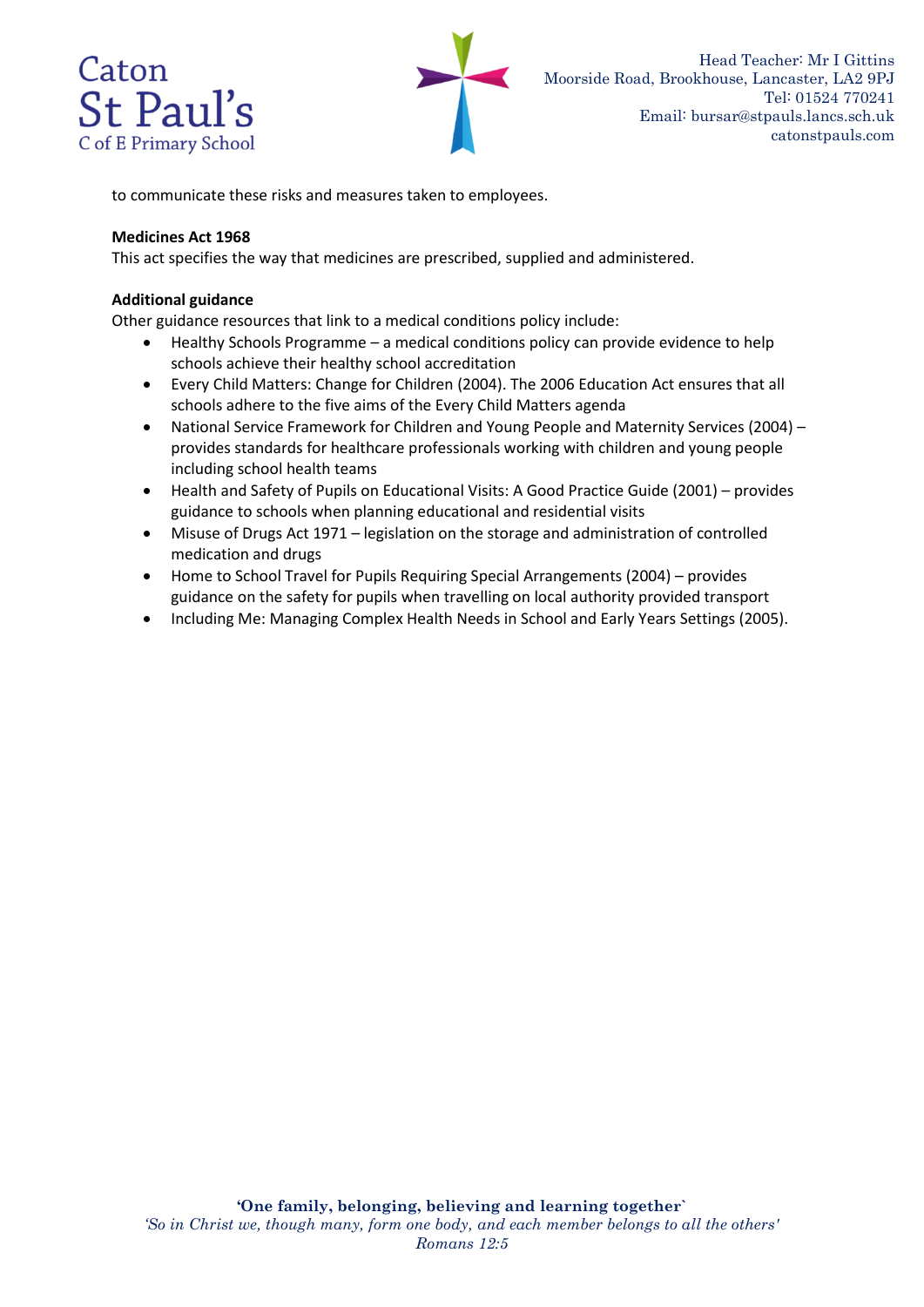to communicate these risks and measures taken to employees.

**Medicines Act 1968**

This act specifies the way that medicines are prescribed, supplied and administered.

**Additional guidance**

Other guidance resources that link to a medical conditions policy include:

- Healthy Schools Programme – a medical conditions policy can provide evidence to help schools achieve their healthy school accreditation
- Every Child Matters: Change for Children (2004). The 2006 Education Act ensures that all schools adhere to the five aims of the Every Child Matters agenda
- National Service Framework for Children and Young People and Maternity Services (2004) – provides standards for healthcare professionals working with children and young people including school health teams
- Health and Safety of Pupils on Educational Visits: A Good Practice Guide (2001) – provides guidance to schools when planning educational and residential visits
- Misuse of Drugs Act 1971 – legislation on the storage and administration of controlled medication and drugs
- Home to School Travel for Pupils Requiring Special Arrangements (2004) – provides guidance on the safety for pupils when travelling on local authority provided transport
- Including Me: Managing Complex Health Needs in School and Early Years Settings (2005).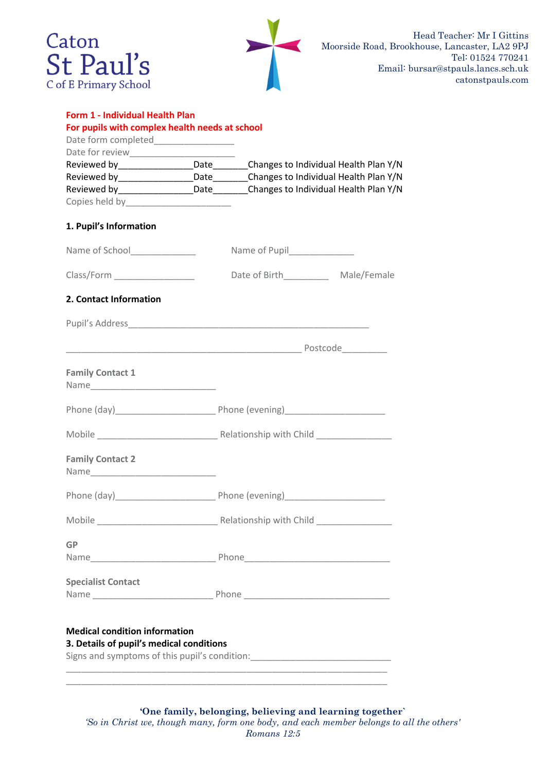Caton
St Paul's
C of E Primary School

Head Teacher: Mr I Gittins
Moorside Road, Brookhouse, Lancaster, LA2 9PJ
Tel: 01524 770241
Email: bursar@stpauls.lancs.sch.uk
catonstpauls.com

**Form 1 - Individual Health Plan**
**For pupils with complex health needs at school**

Date form completed_________________
Date for review_____________________
Reviewed by_______________Date_______Changes to Individual Health Plan Y/N
Reviewed by_______________Date_______Changes to Individual Health Plan Y/N
Reviewed by_______________Date_______Changes to Individual Health Plan Y/N
Copies held by_____________________

**1. Pupil's Information**

Name of School_____________ Name of Pupil_____________

Class/Form ________________ Date of Birth_________ Male/Female

**2. Contact Information**

Pupil's Address_________________________________________________

_______________________________________________ Postcode_________

**Family Contact 1**
Name_________________________

Phone (day)____________________ Phone (evening)____________________

Mobile ________________________ Relationship with Child _______________

**Family Contact 2**
Name_________________________

Phone (day)____________________ Phone (evening)____________________

Mobile ________________________ Relationship with Child _______________

**GP**
Name_________________________ Phone______________________________

**Specialist Contact**
Name _________________________ Phone ______________________________

**Medical condition information**
**3. Details of pupil's medical conditions**
Signs and symptoms of this pupil's condition:____________________________
_________________________________________________________________
_________________________________________________________________

**'One family, belonging, believing and learning together`**
*'So in Christ we, though many, form one body, and each member belongs to all the others'*
*Romans 12:5*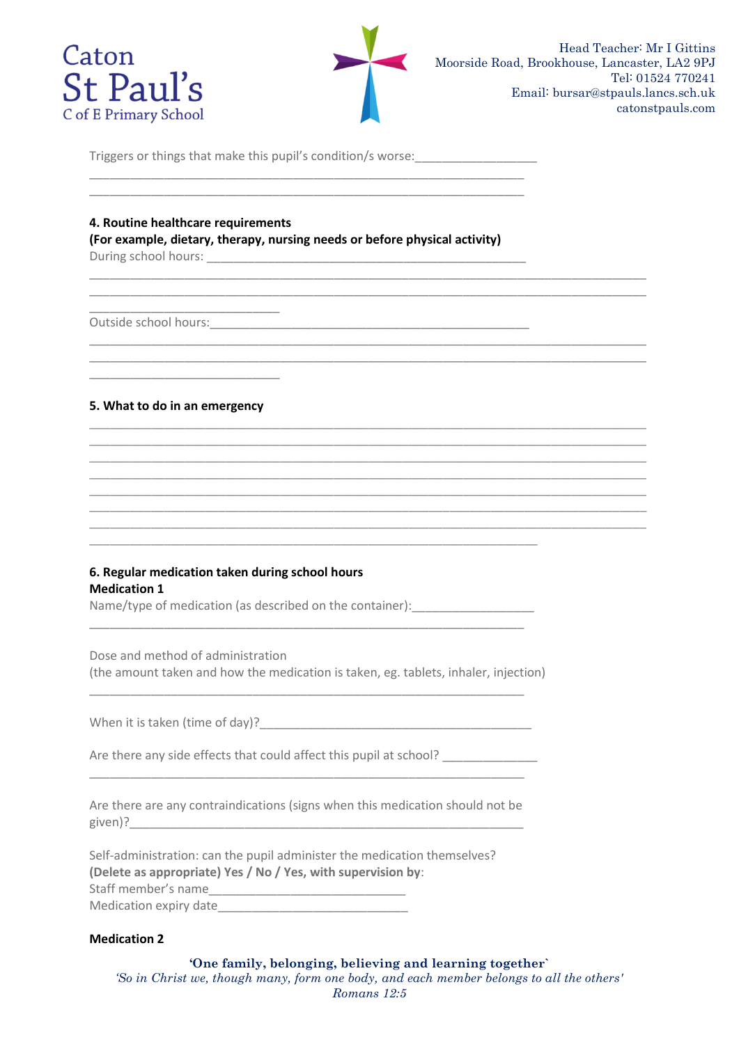Triggers or things that make this pupil's condition/s worse:__________________
_________________________________________________________________
_________________________________________________________________

**4. Routine healthcare requirements**
**(For example, dietary, therapy, nursing needs or before physical activity)**

During school hours: ____________________________________________________
_____________________________________________________________________________
_____________________________________________________________________________
____________________________

Outside school hours:____________________________________________________
_____________________________________________________________________________
_____________________________________________________________________________
____________________________

**5. What to do in an emergency**

_____________________________________________________________________________
_____________________________________________________________________________
_____________________________________________________________________________
_____________________________________________________________________________
_____________________________________________________________________________
_____________________________________________________________________________
_____________________________________________________________________________
___________________________________________________________________

**6. Regular medication taken during school hours**
**Medication 1**

Name/type of medication (as described on the container):__________________
_________________________________________________________________

Dose and method of administration
(the amount taken and how the medication is taken, eg. tablets, inhaler, injection)
_________________________________________________________________

When it is taken (time of day)?________________________________________

Are there any side effects that could affect this pupil at school? ______________
_________________________________________________________________

Are there are any contraindications (signs when this medication should not be given)?_______________________________________________________________

Self-administration: can the pupil administer the medication themselves?
**(Delete as appropriate) Yes / No / Yes, with supervision by**:
Staff member's name______________________________
Medication expiry date______________________________

**Medication 2**

**'One family, belonging, believing and learning together`**
*'So in Christ we, though many, form one body, and each member belongs to all the others'*
*Romans 12:5*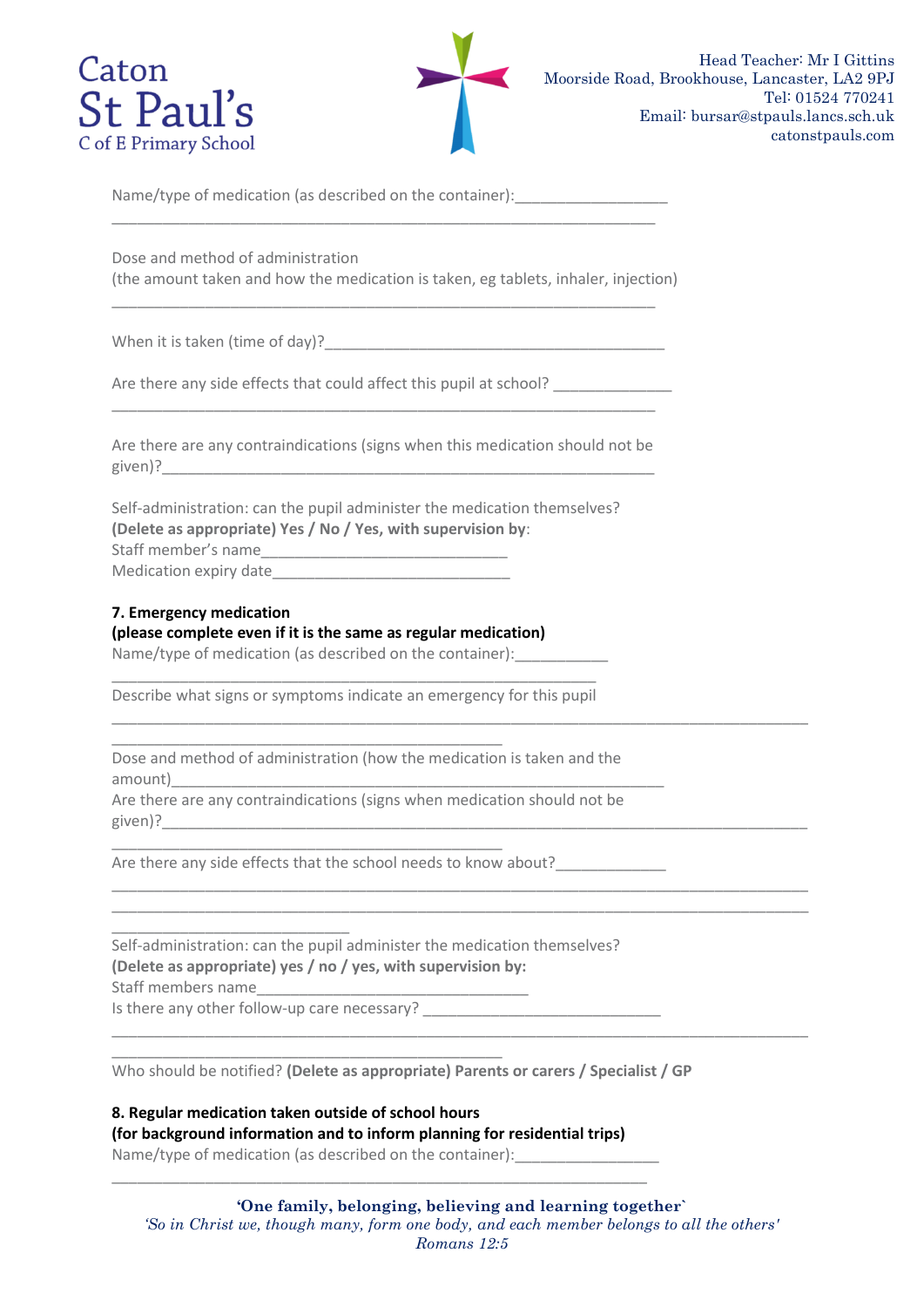Name/type of medication (as described on the container):__________________

________________________________________________________________

Dose and method of administration
(the amount taken and how the medication is taken, eg tablets, inhaler, injection)

________________________________________________________________

When it is taken (time of day)?________________________________________

Are there any side effects that could affect this pupil at school? ______________

________________________________________________________________

Are there are any contraindications (signs when this medication should not be given)?______________________________________________________________

Self-administration: can the pupil administer the medication themselves?
**(Delete as appropriate) Yes / No / Yes, with supervision by**:
Staff member's name______________________________
Medication expiry date____________________________

**7. Emergency medication**
**(please complete even if it is the same as regular medication)**
Name/type of medication (as described on the container):___________

__________________________________________________________

Describe what signs or symptoms indicate an emergency for this pupil

__________________________________________________________________________________

______________________________________________

Dose and method of administration (how the medication is taken and the amount)____________________________________________________
Are there are any contraindications (signs when medication should not be given)?__________________________________________________________________________

______________________________________________

Are there any side effects that the school needs to know about?_____________

__________________________________________________________________________________
__________________________________________________________________________________
____________________________

Self-administration: can the pupil administer the medication themselves?
**(Delete as appropriate) yes / no / yes, with supervision by:**
Staff members name________________________________
Is there any other follow-up care necessary? ____________________________

__________________________________________________________________________________

______________________________________________

Who should be notified? **(Delete as appropriate) Parents or carers / Specialist / GP**

**8. Regular medication taken outside of school hours**
**(for background information and to inform planning for residential trips)**
Name/type of medication (as described on the container):_________________

________________________________________________________________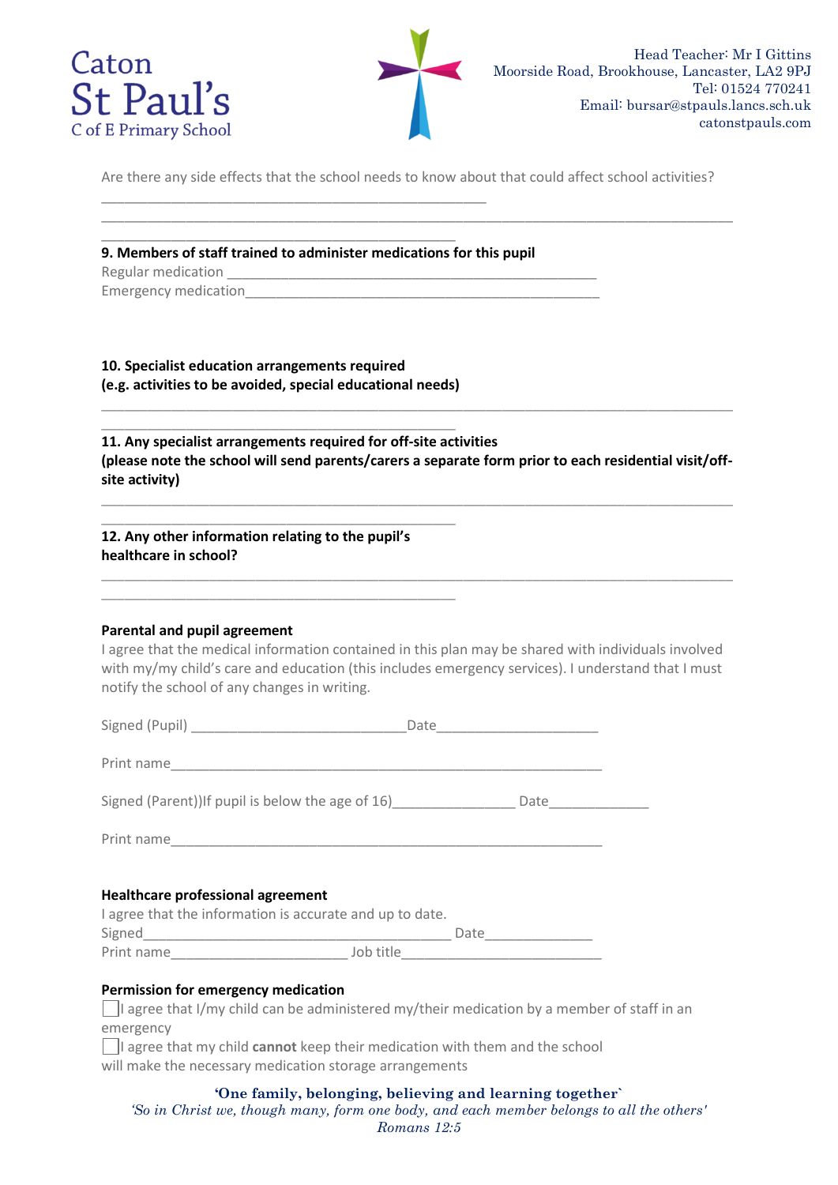Are there any side effects that the school needs to know about that could affect school activities?

___________________________________________________

______________________________________________________________________________________

_______________________________________________

**9. Members of staff trained to administer medications for this pupil**

Regular medication _________________________________________________

Emergency medication_________________________________________________

**10. Specialist education arrangements required**
**(e.g. activities to be avoided, special educational needs)**

______________________________________________________________________________________

_______________________________________________

**11. Any specialist arrangements required for off-site activities**
**(please note the school will send parents/carers a separate form prior to each residential visit/off-site activity)**

______________________________________________________________________________________

_______________________________________________

**12. Any other information relating to the pupil's healthcare in school?**

______________________________________________________________________________________

_______________________________________________

**Parental and pupil agreement**

I agree that the medical information contained in this plan may be shared with individuals involved with my/my child's care and education (this includes emergency services). I understand that I must notify the school of any changes in writing.

Signed (Pupil) _____________________________Date______________________

Print name___________________________________________________________

Signed (Parent))If pupil is below the age of 16)________________ Date_____________

Print name___________________________________________________________

**Healthcare professional agreement**

I agree that the information is accurate and up to date.

Signed____________________________________________ Date______________

Print name_______________________ Job title___________________________

**Permission for emergency medication**

☐ I agree that I/my child can be administered my/their medication by a member of staff in an emergency

☐ I agree that my child **cannot** keep their medication with them and the school will make the necessary medication storage arrangements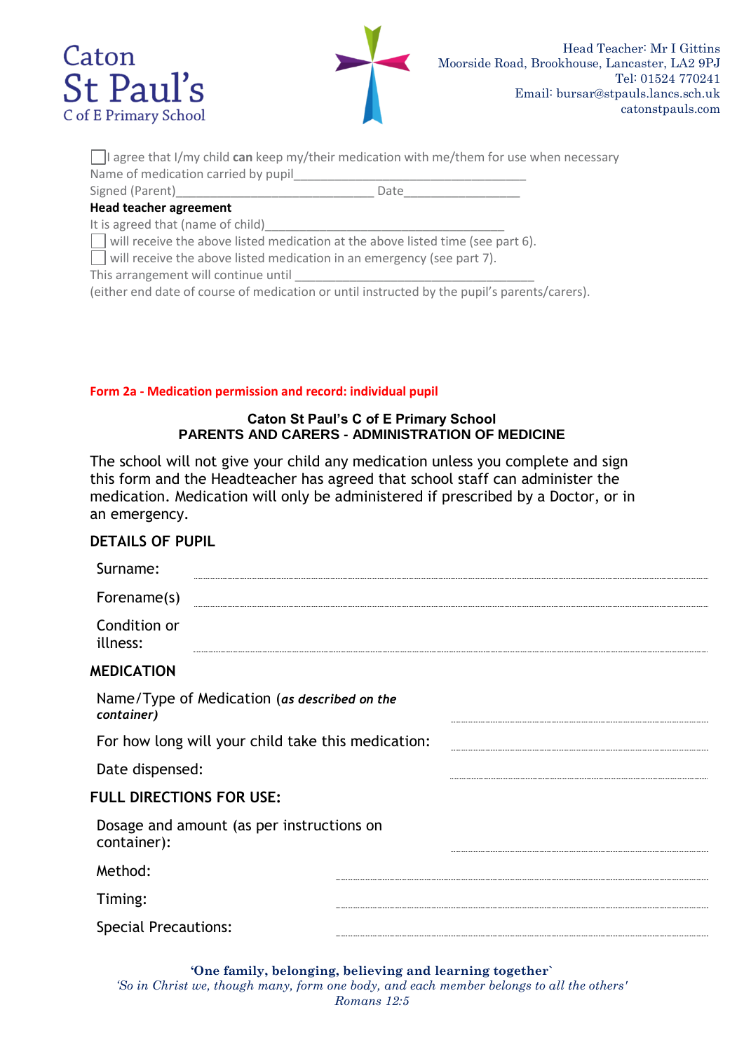☐ I agree that I/my child **can** keep my/their medication with me/them for use when necessary

Name of medication carried by pupil_________________________________

Signed (Parent)_____________________________ Date_________________

**Head teacher agreement**

It is agreed that (name of child)___________________________________

☐ will receive the above listed medication at the above listed time (see part 6).

☐ will receive the above listed medication in an emergency (see part 7).

This arrangement will continue until ___________________________________

(either end date of course of medication or until instructed by the pupil's parents/carers).

**Form 2a - Medication permission and record: individual pupil**

**Caton St Paul's C of E Primary School**
**PARENTS AND CARERS - ADMINISTRATION OF MEDICINE**

The school will not give your child any medication unless you complete and sign this form and the Headteacher has agreed that school staff can administer the medication. Medication will only be administered if prescribed by a Doctor, or in an emergency.

## DETAILS OF PUPIL

Surname: ..............................................................................

Forename(s) ..............................................................................

Condition or illness: ..............................................................................

## MEDICATION

Name/Type of Medication (***as described on the container)*** ..............................................

For how long will your child take this medication: ..............................................

Date dispensed: ..............................................

## FULL DIRECTIONS FOR USE:

Dosage and amount (as per instructions on container): ..............................................

Method: ..............................................

Timing: ..............................................

Special Precautions: ..............................................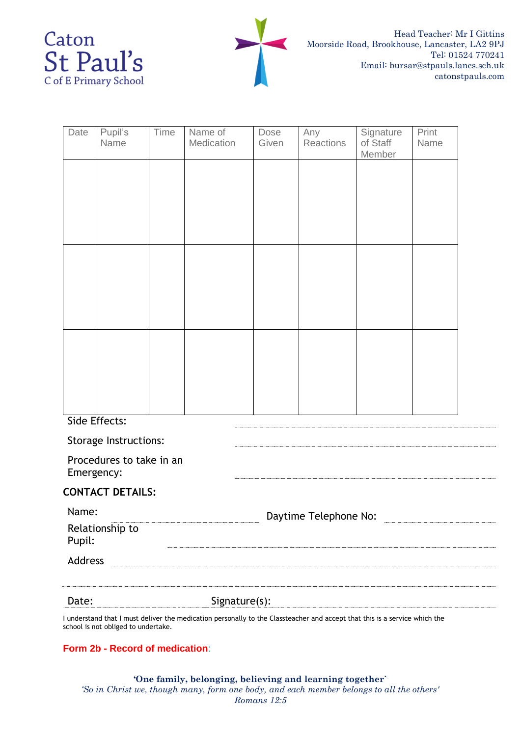Caton
St Paul's
C of E Primary School

Head Teacher: Mr I Gittins
Moorside Road, Brookhouse, Lancaster, LA2 9PJ
Tel: 01524 770241
Email: bursar@stpauls.lancs.sch.uk
catonstpauls.com

| Date | Pupil's Name | Time | Name of Medication | Dose Given | Any Reactions | Signature of Staff Member | Print Name |
|---|---|---|---|---|---|---|---|
| | | | | | | | |
| | | | | | | | |
| | | | | | | | |

Side Effects: ..............................

Storage Instructions: ..............................

Procedures to take in an Emergency: ..............................

**CONTACT DETAILS:**

Name: .............................. Daytime Telephone No: ..............................

Relationship to Pupil: ..............................

Address ..............................

..............................

Date: .............................. Signature(s): ..............................

I understand that I must deliver the medication personally to the Classteacher and accept that this is a service which the school is not obliged to undertake.

**Form 2b - Record of medication**:

**'One family, belonging, believing and learning together`**
*'So in Christ we, though many, form one body, and each member belongs to all the others'*
*Romans 12:5*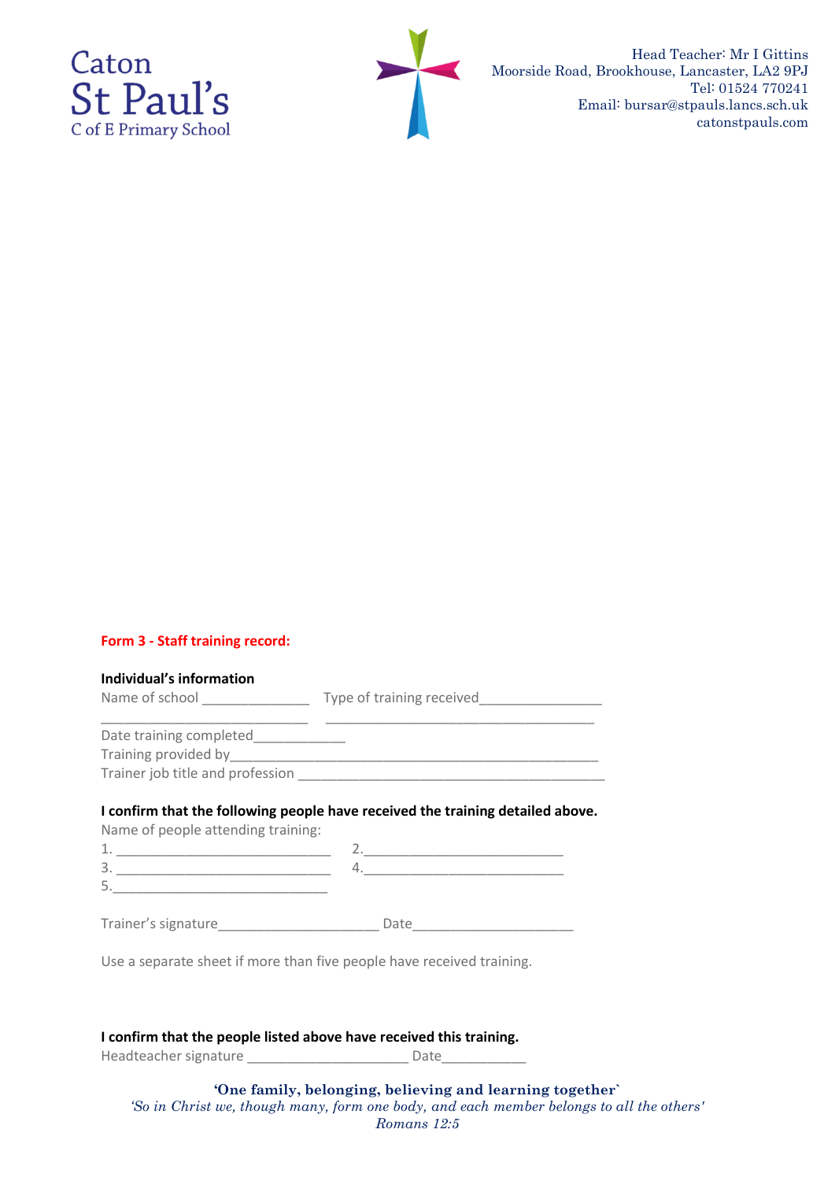**Form 3 - Staff training record:**

**Individual's information**

Name of school ______________ Type of training received________________

___________________________ ___________________________________

Date training completed____________

Training provided by________________________________________________

Trainer job title and profession ___________________________________________

**I confirm that the following people have received the training detailed above.**

Name of people attending training:

1. ____________________________ 2.__________________________
3. ____________________________ 4.__________________________
5. ____________________________

Trainer's signature_____________________ Date_____________________

Use a separate sheet if more than five people have received training.

**I confirm that the people listed above have received this training.**

Headteacher signature _____________________ Date___________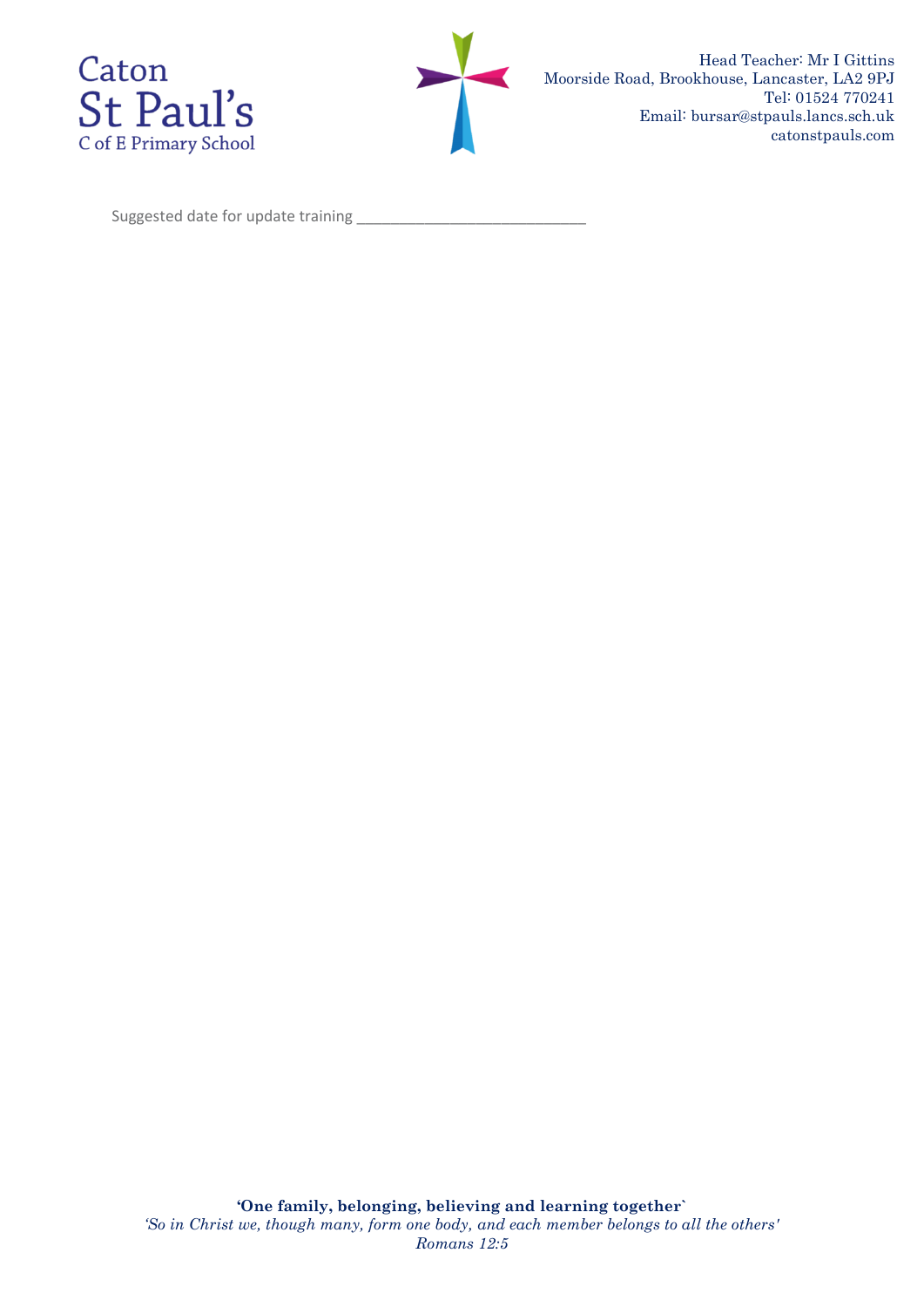Suggested date for update training ____________________________